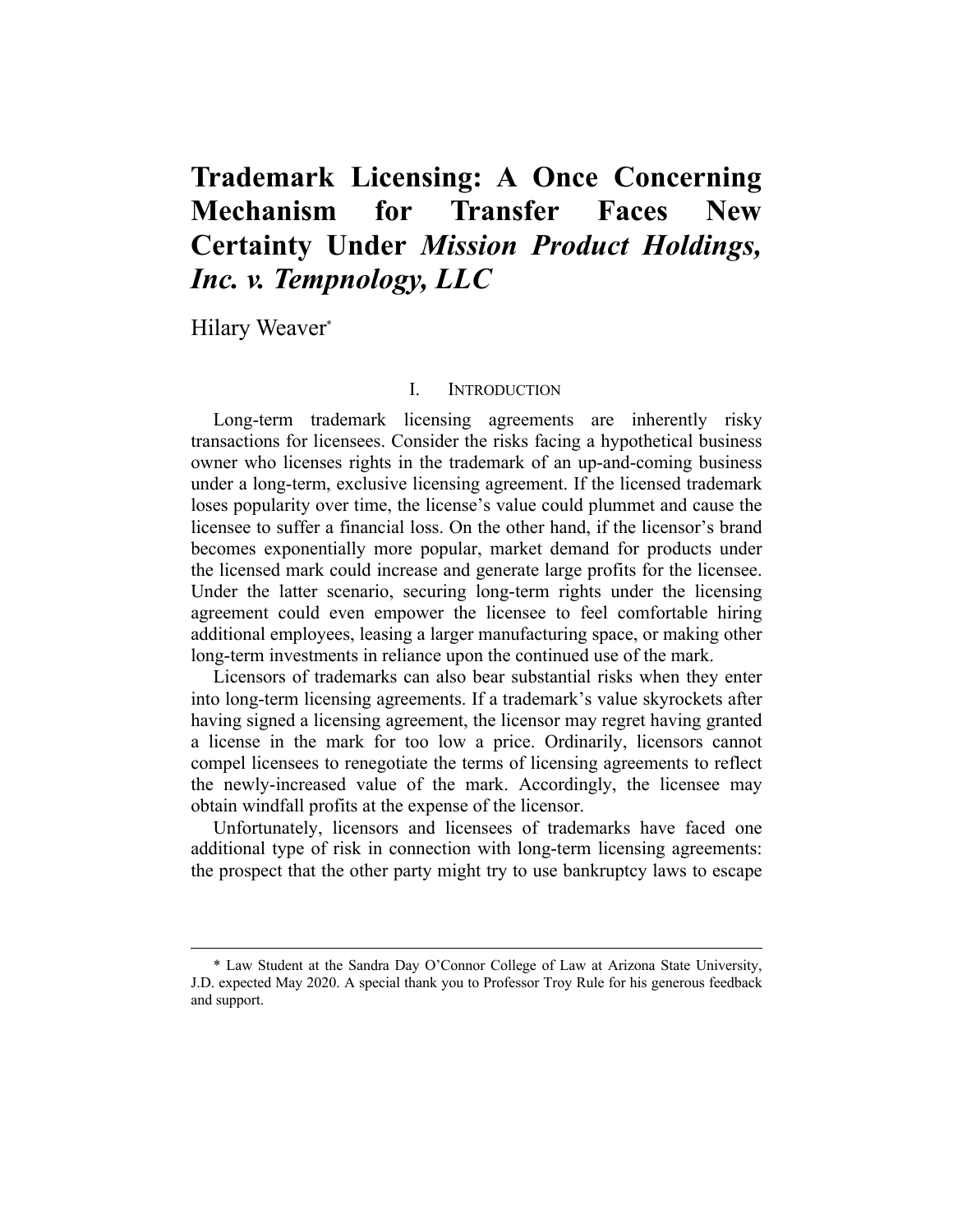# Trademark Licensing: A Once Concerning Mechanism for Transfer Faces New Certainty Under *Mission Product Holdings, Inc. v. Tempnology, LLC*

Hilary Weaver*

## I. INTRODUCTION

Long-term trademark licensing agreements are inherently risky transactions for licensees. Consider the risks facing a hypothetical business owner who licenses rights in the trademark of an up-and-coming business under a long-term, exclusive licensing agreement. If the licensed trademark loses popularity over time, the license's value could plummet and cause the licensee to suffer a financial loss. On the other hand, if the licensor's brand becomes exponentially more popular, market demand for products under the licensed mark could increase and generate large profits for the licensee. Under the latter scenario, securing long-term rights under the licensing agreement could even empower the licensee to feel comfortable hiring additional employees, leasing a larger manufacturing space, or making other long-term investments in reliance upon the continued use of the mark.

Licensors of trademarks can also bear substantial risks when they enter into long-term licensing agreements. If a trademark's value skyrockets after having signed a licensing agreement, the licensor may regret having granted a license in the mark for too low a price. Ordinarily, licensors cannot compel licensees to renegotiate the terms of licensing agreements to reflect the newly-increased value of the mark. Accordingly, the licensee may obtain windfall profits at the expense of the licensor.

Unfortunately, licensors and licensees of trademarks have faced one additional type of risk in connection with long-term licensing agreements: the prospect that the other party might try to use bankruptcy laws to escape

---

\* Law Student at the Sandra Day O'Connor College of Law at Arizona State University, J.D. expected May 2020. A special thank you to Professor Troy Rule for his generous feedback and support.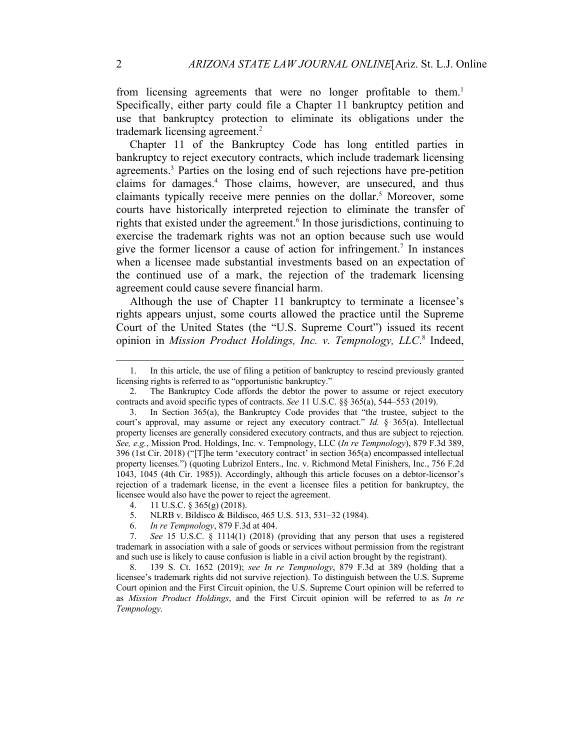from licensing agreements that were no longer profitable to them.[1] Specifically, either party could file a Chapter 11 bankruptcy petition and use that bankruptcy protection to eliminate its obligations under the trademark licensing agreement.[2]

Chapter 11 of the Bankruptcy Code has long entitled parties in bankruptcy to reject executory contracts, which include trademark licensing agreements.[3] Parties on the losing end of such rejections have pre-petition claims for damages.[4] Those claims, however, are unsecured, and thus claimants typically receive mere pennies on the dollar.[5] Moreover, some courts have historically interpreted rejection to eliminate the transfer of rights that existed under the agreement.[6] In those jurisdictions, continuing to exercise the trademark rights was not an option because such use would give the former licensor a cause of action for infringement.[7] In instances when a licensee made substantial investments based on an expectation of the continued use of a mark, the rejection of the trademark licensing agreement could cause severe financial harm.

Although the use of Chapter 11 bankruptcy to terminate a licensee's rights appears unjust, some courts allowed the practice until the Supreme Court of the United States (the "U.S. Supreme Court") issued its recent opinion in *Mission Product Holdings, Inc. v. Tempnology, LLC*.[8] Indeed,

---

1. In this article, the use of filing a petition of bankruptcy to rescind previously granted licensing rights is referred to as "opportunistic bankruptcy."

2. The Bankruptcy Code affords the debtor the power to assume or reject executory contracts and avoid specific types of contracts. *See* 11 U.S.C. §§ 365(a), 544–553 (2019).

3. In Section 365(a), the Bankruptcy Code provides that "the trustee, subject to the court's approval, may assume or reject any executory contract." *Id.* § 365(a). Intellectual property licenses are generally considered executory contracts, and thus are subject to rejection. *See, e.g.*, Mission Prod. Holdings, Inc. v. Tempnology, LLC (*In re Tempnology*), 879 F.3d 389, 396 (1st Cir. 2018) ("[T]he term 'executory contract' in section 365(a) encompassed intellectual property licenses.") (quoting Lubrizol Enters., Inc. v. Richmond Metal Finishers, Inc., 756 F.2d 1043, 1045 (4th Cir. 1985)). Accordingly, although this article focuses on a debtor-licensor's rejection of a trademark license, in the event a licensee files a petition for bankruptcy, the licensee would also have the power to reject the agreement.

4. 11 U.S.C. § 365(g) (2018).

5. NLRB v. Bildisco & Bildisco, 465 U.S. 513, 531–32 (1984).

6. *In re Tempnology*, 879 F.3d at 404.

7. *See* 15 U.S.C. § 1114(1) (2018) (providing that any person that uses a registered trademark in association with a sale of goods or services without permission from the registrant and such use is likely to cause confusion is liable in a civil action brought by the registrant).

8. 139 S. Ct. 1652 (2019); *see In re Tempnology*, 879 F.3d at 389 (holding that a licensee's trademark rights did not survive rejection). To distinguish between the U.S. Supreme Court opinion and the First Circuit opinion, the U.S. Supreme Court opinion will be referred to as *Mission Product Holdings*, and the First Circuit opinion will be referred to as *In re Tempnology*.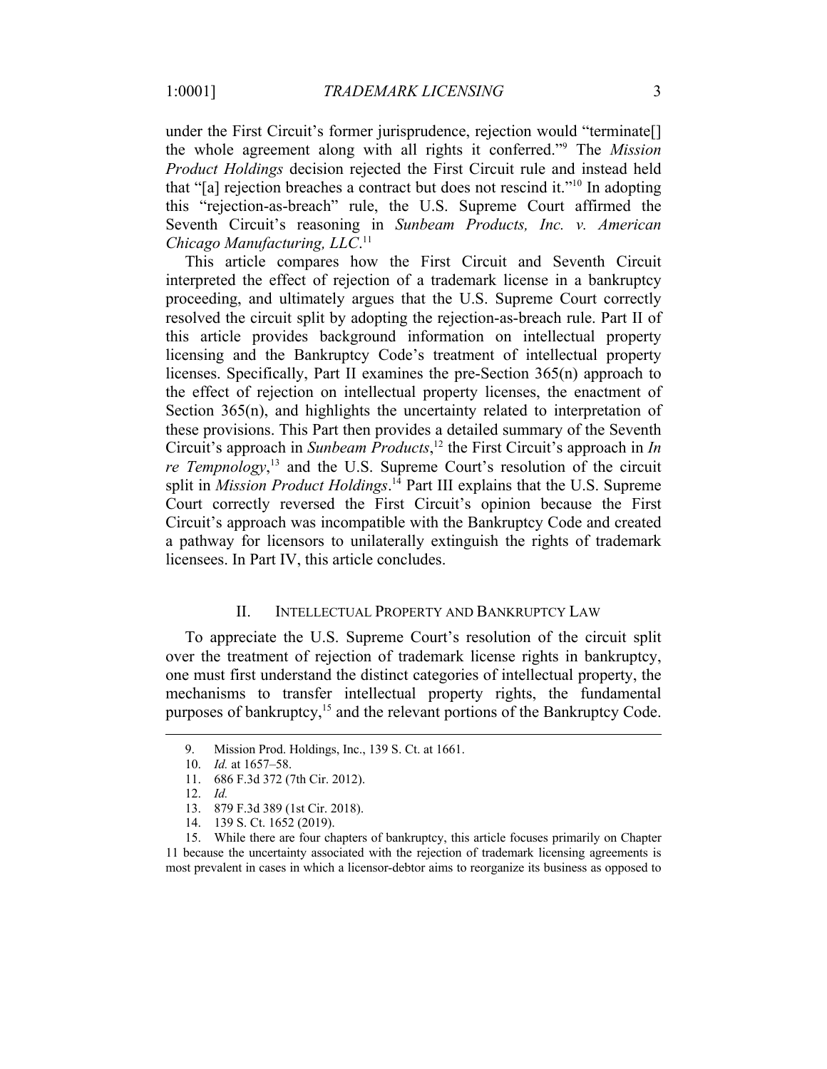under the First Circuit's former jurisprudence, rejection would "terminate[] the whole agreement along with all rights it conferred."[9] The *Mission Product Holdings* decision rejected the First Circuit rule and instead held that "[a] rejection breaches a contract but does not rescind it."[10] In adopting this "rejection-as-breach" rule, the U.S. Supreme Court affirmed the Seventh Circuit's reasoning in *Sunbeam Products, Inc. v. American Chicago Manufacturing, LLC*.[11]

This article compares how the First Circuit and Seventh Circuit interpreted the effect of rejection of a trademark license in a bankruptcy proceeding, and ultimately argues that the U.S. Supreme Court correctly resolved the circuit split by adopting the rejection-as-breach rule. Part II of this article provides background information on intellectual property licensing and the Bankruptcy Code's treatment of intellectual property licenses. Specifically, Part II examines the pre-Section 365(n) approach to the effect of rejection on intellectual property licenses, the enactment of Section 365(n), and highlights the uncertainty related to interpretation of these provisions. This Part then provides a detailed summary of the Seventh Circuit's approach in *Sunbeam Products*,[12] the First Circuit's approach in *In re Tempnology*,[13] and the U.S. Supreme Court's resolution of the circuit split in *Mission Product Holdings*.[14] Part III explains that the U.S. Supreme Court correctly reversed the First Circuit's opinion because the First Circuit's approach was incompatible with the Bankruptcy Code and created a pathway for licensors to unilaterally extinguish the rights of trademark licensees. In Part IV, this article concludes.

## II. INTELLECTUAL PROPERTY AND BANKRUPTCY LAW

To appreciate the U.S. Supreme Court's resolution of the circuit split over the treatment of rejection of trademark license rights in bankruptcy, one must first understand the distinct categories of intellectual property, the mechanisms to transfer intellectual property rights, the fundamental purposes of bankruptcy,[15] and the relevant portions of the Bankruptcy Code.

---

9. Mission Prod. Holdings, Inc., 139 S. Ct. at 1661.

10. *Id.* at 1657–58.

11. 686 F.3d 372 (7th Cir. 2012).

12. *Id.*

13. 879 F.3d 389 (1st Cir. 2018).

14. 139 S. Ct. 1652 (2019).

15. While there are four chapters of bankruptcy, this article focuses primarily on Chapter 11 because the uncertainty associated with the rejection of trademark licensing agreements is most prevalent in cases in which a licensor-debtor aims to reorganize its business as opposed to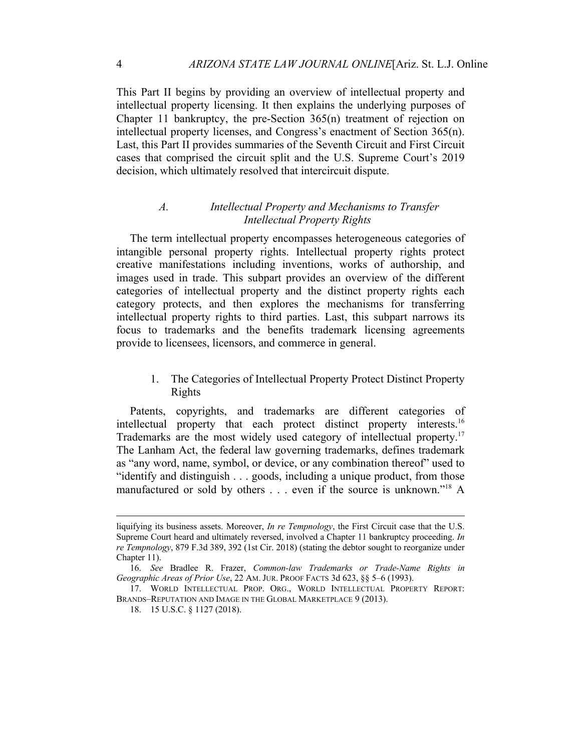This Part II begins by providing an overview of intellectual property and intellectual property licensing. It then explains the underlying purposes of Chapter 11 bankruptcy, the pre-Section 365(n) treatment of rejection on intellectual property licenses, and Congress's enactment of Section 365(n). Last, this Part II provides summaries of the Seventh Circuit and First Circuit cases that comprised the circuit split and the U.S. Supreme Court's 2019 decision, which ultimately resolved that intercircuit dispute.

### *A. Intellectual Property and Mechanisms to Transfer Intellectual Property Rights*

The term intellectual property encompasses heterogeneous categories of intangible personal property rights. Intellectual property rights protect creative manifestations including inventions, works of authorship, and images used in trade. This subpart provides an overview of the different categories of intellectual property and the distinct property rights each category protects, and then explores the mechanisms for transferring intellectual property rights to third parties. Last, this subpart narrows its focus to trademarks and the benefits trademark licensing agreements provide to licensees, licensors, and commerce in general.

#### 1. The Categories of Intellectual Property Protect Distinct Property Rights

Patents, copyrights, and trademarks are different categories of intellectual property that each protect distinct property interests.[16] Trademarks are the most widely used category of intellectual property.[17] The Lanham Act, the federal law governing trademarks, defines trademark as "any word, name, symbol, or device, or any combination thereof" used to "identify and distinguish . . . goods, including a unique product, from those manufactured or sold by others . . . even if the source is unknown."[18] A

---

liquifying its business assets. Moreover, *In re Tempnology*, the First Circuit case that the U.S. Supreme Court heard and ultimately reversed, involved a Chapter 11 bankruptcy proceeding. *In re Tempnology*, 879 F.3d 389, 392 (1st Cir. 2018) (stating the debtor sought to reorganize under Chapter 11).

16. *See* Bradlee R. Frazer, *Common-law Trademarks or Trade-Name Rights in Geographic Areas of Prior Use*, 22 AM. JUR. PROOF FACTS 3d 623, §§ 5–6 (1993).

17. WORLD INTELLECTUAL PROP. ORG., WORLD INTELLECTUAL PROPERTY REPORT: BRANDS–REPUTATION AND IMAGE IN THE GLOBAL MARKETPLACE 9 (2013).

18. 15 U.S.C. § 1127 (2018).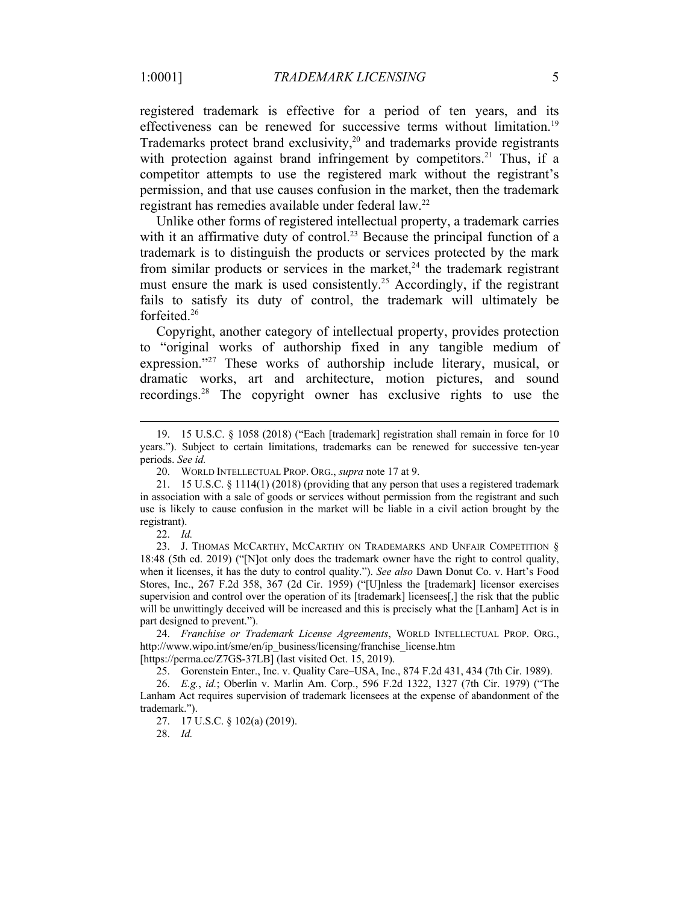registered trademark is effective for a period of ten years, and its effectiveness can be renewed for successive terms without limitation.[19] Trademarks protect brand exclusivity,[20] and trademarks provide registrants with protection against brand infringement by competitors.[21] Thus, if a competitor attempts to use the registered mark without the registrant's permission, and that use causes confusion in the market, then the trademark registrant has remedies available under federal law.[22]

Unlike other forms of registered intellectual property, a trademark carries with it an affirmative duty of control.[23] Because the principal function of a trademark is to distinguish the products or services protected by the mark from similar products or services in the market,[24] the trademark registrant must ensure the mark is used consistently.[25] Accordingly, if the registrant fails to satisfy its duty of control, the trademark will ultimately be forfeited.[26]

Copyright, another category of intellectual property, provides protection to "original works of authorship fixed in any tangible medium of expression."[27] These works of authorship include literary, musical, or dramatic works, art and architecture, motion pictures, and sound recordings.[28] The copyright owner has exclusive rights to use the

---

19. 15 U.S.C. § 1058 (2018) ("Each [trademark] registration shall remain in force for 10 years."). Subject to certain limitations, trademarks can be renewed for successive ten-year periods. *See id.*

20. WORLD INTELLECTUAL PROP. ORG., *supra* note 17 at 9.

21. 15 U.S.C. § 1114(1) (2018) (providing that any person that uses a registered trademark in association with a sale of goods or services without permission from the registrant and such use is likely to cause confusion in the market will be liable in a civil action brought by the registrant).

22. *Id.*

23. J. THOMAS MCCARTHY, MCCARTHY ON TRADEMARKS AND UNFAIR COMPETITION § 18:48 (5th ed. 2019) ("[N]ot only does the trademark owner have the right to control quality, when it licenses, it has the duty to control quality."). *See also* Dawn Donut Co. v. Hart's Food Stores, Inc., 267 F.2d 358, 367 (2d Cir. 1959) ("[U]nless the [trademark] licensor exercises supervision and control over the operation of its [trademark] licensees[,] the risk that the public will be unwittingly deceived will be increased and this is precisely what the [Lanham] Act is in part designed to prevent.").

24. *Franchise or Trademark License Agreements*, WORLD INTELLECTUAL PROP. ORG., http://www.wipo.int/sme/en/ip_business/licensing/franchise_license.htm [https://perma.cc/Z7GS-37LB] (last visited Oct. 15, 2019).

25. Gorenstein Enter., Inc. v. Quality Care–USA, Inc., 874 F.2d 431, 434 (7th Cir. 1989).

26. *E.g.*, *id.*; Oberlin v. Marlin Am. Corp., 596 F.2d 1322, 1327 (7th Cir. 1979) ("The Lanham Act requires supervision of trademark licensees at the expense of abandonment of the trademark.").

27. 17 U.S.C. § 102(a) (2019).

28. *Id.*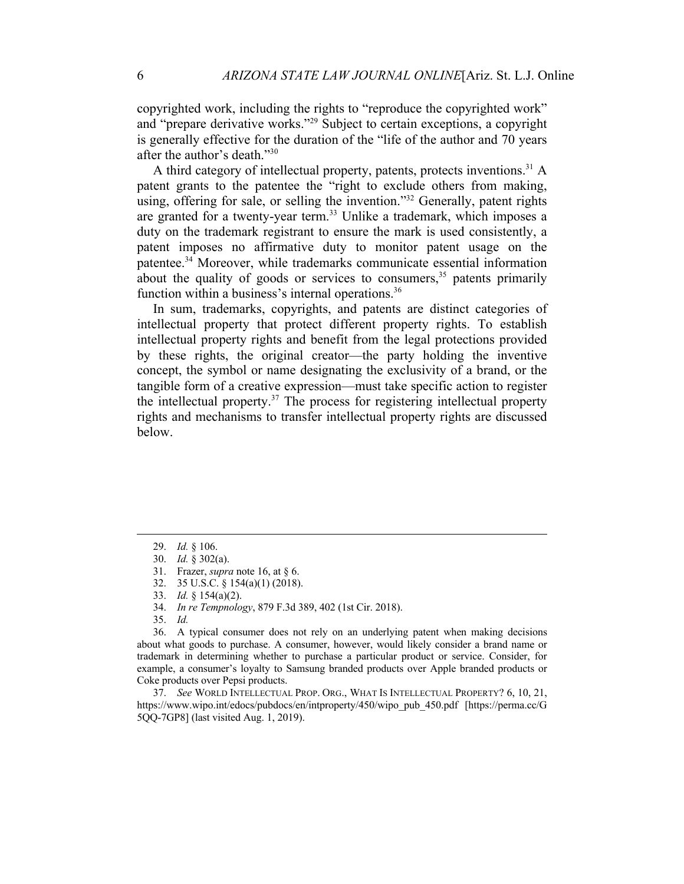copyrighted work, including the rights to "reproduce the copyrighted work" and "prepare derivative works."[29] Subject to certain exceptions, a copyright is generally effective for the duration of the "life of the author and 70 years after the author's death."[30]

A third category of intellectual property, patents, protects inventions.[31] A patent grants to the patentee the "right to exclude others from making, using, offering for sale, or selling the invention."[32] Generally, patent rights are granted for a twenty-year term.[33] Unlike a trademark, which imposes a duty on the trademark registrant to ensure the mark is used consistently, a patent imposes no affirmative duty to monitor patent usage on the patentee.[34] Moreover, while trademarks communicate essential information about the quality of goods or services to consumers,[35] patents primarily function within a business's internal operations.[36]

In sum, trademarks, copyrights, and patents are distinct categories of intellectual property that protect different property rights. To establish intellectual property rights and benefit from the legal protections provided by these rights, the original creator—the party holding the inventive concept, the symbol or name designating the exclusivity of a brand, or the tangible form of a creative expression—must take specific action to register the intellectual property.[37] The process for registering intellectual property rights and mechanisms to transfer intellectual property rights are discussed below.

---

29. *Id.* § 106.

30. *Id.* § 302(a).

31. Frazer, *supra* note 16, at § 6.

32. 35 U.S.C. § 154(a)(1) (2018).

33. *Id.* § 154(a)(2).

34. *In re Tempnology*, 879 F.3d 389, 402 (1st Cir. 2018).

35. *Id.*

36. A typical consumer does not rely on an underlying patent when making decisions about what goods to purchase. A consumer, however, would likely consider a brand name or trademark in determining whether to purchase a particular product or service. Consider, for example, a consumer's loyalty to Samsung branded products over Apple branded products or Coke products over Pepsi products.

37. *See* WORLD INTELLECTUAL PROP. ORG., WHAT IS INTELLECTUAL PROPERTY? 6, 10, 21, https://www.wipo.int/edocs/pubdocs/en/intproperty/450/wipo_pub_450.pdf [https://perma.cc/G5QQ-7GP8] (last visited Aug. 1, 2019).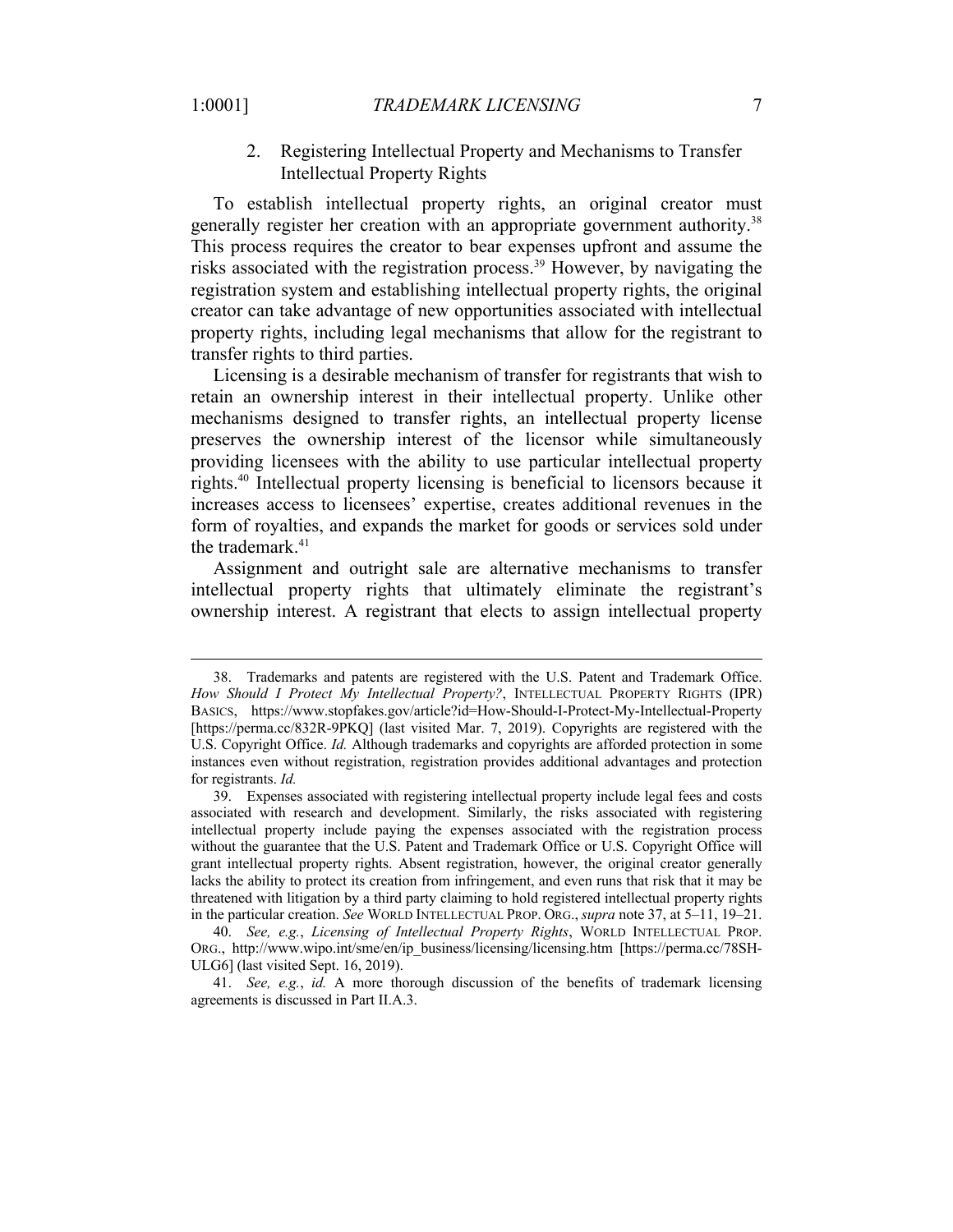### 2. Registering Intellectual Property and Mechanisms to Transfer Intellectual Property Rights

To establish intellectual property rights, an original creator must generally register her creation with an appropriate government authority.[38] This process requires the creator to bear expenses upfront and assume the risks associated with the registration process.[39] However, by navigating the registration system and establishing intellectual property rights, the original creator can take advantage of new opportunities associated with intellectual property rights, including legal mechanisms that allow for the registrant to transfer rights to third parties.

Licensing is a desirable mechanism of transfer for registrants that wish to retain an ownership interest in their intellectual property. Unlike other mechanisms designed to transfer rights, an intellectual property license preserves the ownership interest of the licensor while simultaneously providing licensees with the ability to use particular intellectual property rights.[40] Intellectual property licensing is beneficial to licensors because it increases access to licensees' expertise, creates additional revenues in the form of royalties, and expands the market for goods or services sold under the trademark.[41]

Assignment and outright sale are alternative mechanisms to transfer intellectual property rights that ultimately eliminate the registrant's ownership interest. A registrant that elects to assign intellectual property

---

38. Trademarks and patents are registered with the U.S. Patent and Trademark Office. *How Should I Protect My Intellectual Property?*, INTELLECTUAL PROPERTY RIGHTS (IPR) BASICS, https://www.stopfakes.gov/article?id=How-Should-I-Protect-My-Intellectual-Property [https://perma.cc/832R-9PKQ] (last visited Mar. 7, 2019). Copyrights are registered with the U.S. Copyright Office. *Id.* Although trademarks and copyrights are afforded protection in some instances even without registration, registration provides additional advantages and protection for registrants. *Id.*

39. Expenses associated with registering intellectual property include legal fees and costs associated with research and development. Similarly, the risks associated with registering intellectual property include paying the expenses associated with the registration process without the guarantee that the U.S. Patent and Trademark Office or U.S. Copyright Office will grant intellectual property rights. Absent registration, however, the original creator generally lacks the ability to protect its creation from infringement, and even runs that risk that it may be threatened with litigation by a third party claiming to hold registered intellectual property rights in the particular creation. *See* WORLD INTELLECTUAL PROP. ORG., *supra* note 37, at 5–11, 19–21.

40. *See, e.g.*, *Licensing of Intellectual Property Rights*, WORLD INTELLECTUAL PROP. ORG., http://www.wipo.int/sme/en/ip_business/licensing/licensing.htm [https://perma.cc/78SH-ULG6] (last visited Sept. 16, 2019).

41. *See, e.g.*, *id.* A more thorough discussion of the benefits of trademark licensing agreements is discussed in Part II.A.3.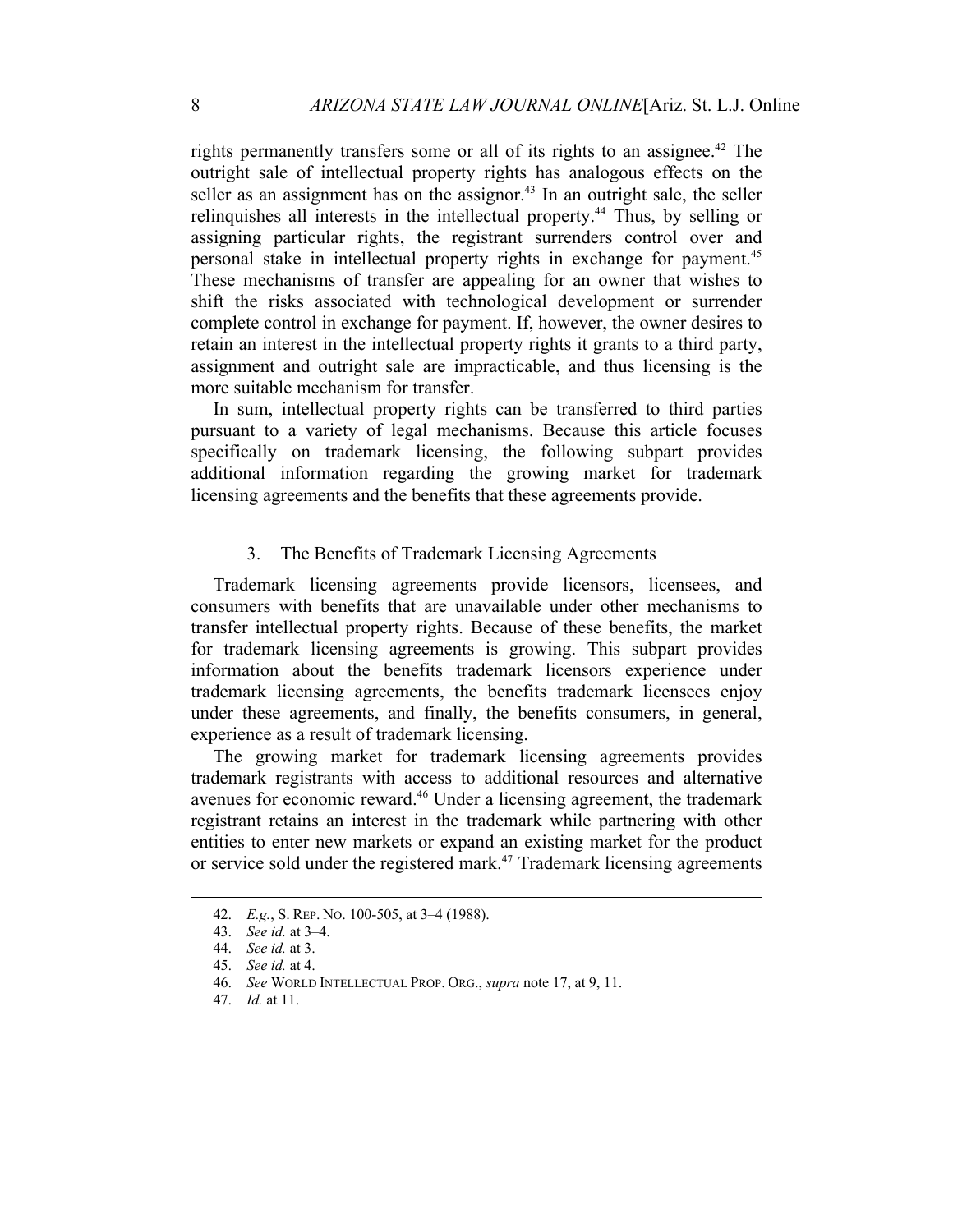rights permanently transfers some or all of its rights to an assignee.[42] The outright sale of intellectual property rights has analogous effects on the seller as an assignment has on the assignor.[43] In an outright sale, the seller relinquishes all interests in the intellectual property.[44] Thus, by selling or assigning particular rights, the registrant surrenders control over and personal stake in intellectual property rights in exchange for payment.[45] These mechanisms of transfer are appealing for an owner that wishes to shift the risks associated with technological development or surrender complete control in exchange for payment. If, however, the owner desires to retain an interest in the intellectual property rights it grants to a third party, assignment and outright sale are impracticable, and thus licensing is the more suitable mechanism for transfer.

In sum, intellectual property rights can be transferred to third parties pursuant to a variety of legal mechanisms. Because this article focuses specifically on trademark licensing, the following subpart provides additional information regarding the growing market for trademark licensing agreements and the benefits that these agreements provide.

### 3. The Benefits of Trademark Licensing Agreements

Trademark licensing agreements provide licensors, licensees, and consumers with benefits that are unavailable under other mechanisms to transfer intellectual property rights. Because of these benefits, the market for trademark licensing agreements is growing. This subpart provides information about the benefits trademark licensors experience under trademark licensing agreements, the benefits trademark licensees enjoy under these agreements, and finally, the benefits consumers, in general, experience as a result of trademark licensing.

The growing market for trademark licensing agreements provides trademark registrants with access to additional resources and alternative avenues for economic reward.[46] Under a licensing agreement, the trademark registrant retains an interest in the trademark while partnering with other entities to enter new markets or expand an existing market for the product or service sold under the registered mark.[47] Trademark licensing agreements

---

42. *E.g.*, S. REP. NO. 100-505, at 3–4 (1988).
43. *See id.* at 3–4.
44. *See id.* at 3.
45. *See id.* at 4.
46. *See* WORLD INTELLECTUAL PROP. ORG., *supra* note 17, at 9, 11.
47. *Id.* at 11.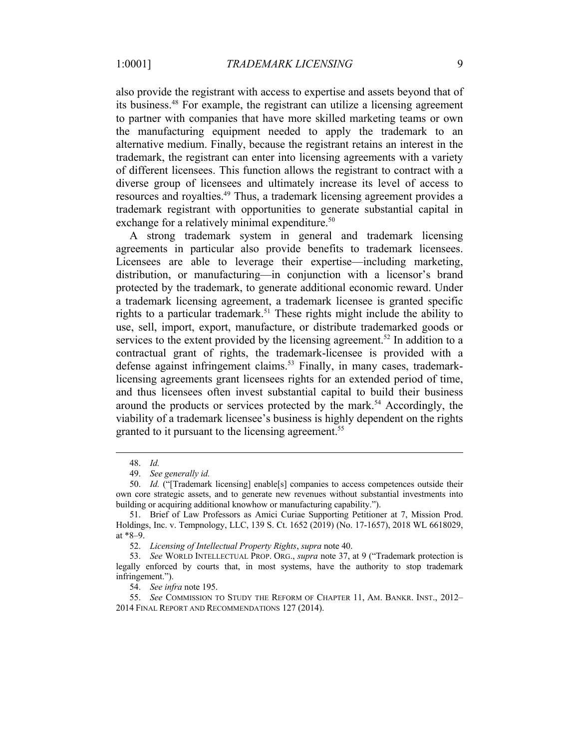also provide the registrant with access to expertise and assets beyond that of its business.[48] For example, the registrant can utilize a licensing agreement to partner with companies that have more skilled marketing teams or own the manufacturing equipment needed to apply the trademark to an alternative medium. Finally, because the registrant retains an interest in the trademark, the registrant can enter into licensing agreements with a variety of different licensees. This function allows the registrant to contract with a diverse group of licensees and ultimately increase its level of access to resources and royalties.[49] Thus, a trademark licensing agreement provides a trademark registrant with opportunities to generate substantial capital in exchange for a relatively minimal expenditure.[50]

A strong trademark system in general and trademark licensing agreements in particular also provide benefits to trademark licensees. Licensees are able to leverage their expertise—including marketing, distribution, or manufacturing—in conjunction with a licensor's brand protected by the trademark, to generate additional economic reward. Under a trademark licensing agreement, a trademark licensee is granted specific rights to a particular trademark.[51] These rights might include the ability to use, sell, import, export, manufacture, or distribute trademarked goods or services to the extent provided by the licensing agreement.[52] In addition to a contractual grant of rights, the trademark-licensee is provided with a defense against infringement claims.[53] Finally, in many cases, trademark-licensing agreements grant licensees rights for an extended period of time, and thus licensees often invest substantial capital to build their business around the products or services protected by the mark.[54] Accordingly, the viability of a trademark licensee's business is highly dependent on the rights granted to it pursuant to the licensing agreement.[55]

---

48. *Id.*

49. *See generally id.*

50. *Id.* ("[Trademark licensing] enable[s] companies to access competences outside their own core strategic assets, and to generate new revenues without substantial investments into building or acquiring additional knowhow or manufacturing capability.").

51. Brief of Law Professors as Amici Curiae Supporting Petitioner at 7, Mission Prod. Holdings, Inc. v. Tempnology, LLC, 139 S. Ct. 1652 (2019) (No. 17-1657), 2018 WL 6618029, at *8–9.

52. *Licensing of Intellectual Property Rights*, *supra* note 40.

53. *See* WORLD INTELLECTUAL PROP. ORG., *supra* note 37, at 9 ("Trademark protection is legally enforced by courts that, in most systems, have the authority to stop trademark infringement.").

54. *See infra* note 195.

55. *See* COMMISSION TO STUDY THE REFORM OF CHAPTER 11, AM. BANKR. INST., 2012–2014 FINAL REPORT AND RECOMMENDATIONS 127 (2014).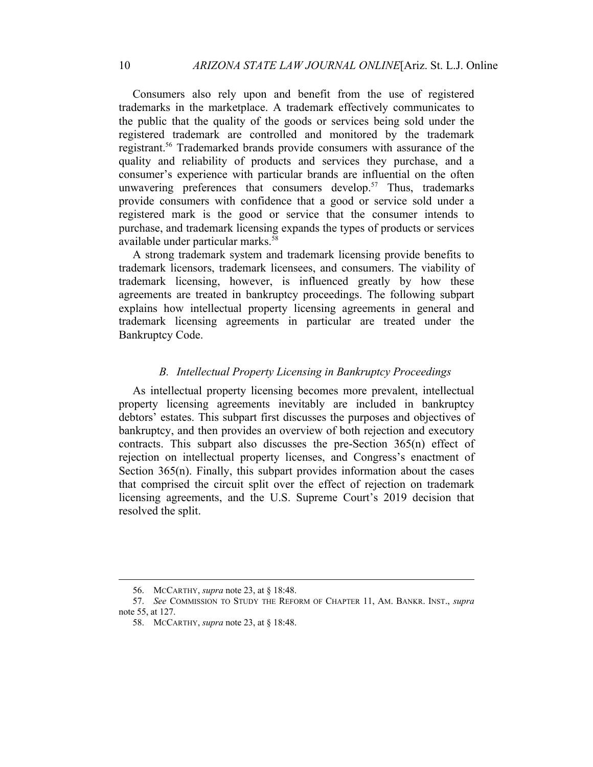Consumers also rely upon and benefit from the use of registered trademarks in the marketplace. A trademark effectively communicates to the public that the quality of the goods or services being sold under the registered trademark are controlled and monitored by the trademark registrant.[56] Trademarked brands provide consumers with assurance of the quality and reliability of products and services they purchase, and a consumer's experience with particular brands are influential on the often unwavering preferences that consumers develop.[57] Thus, trademarks provide consumers with confidence that a good or service sold under a registered mark is the good or service that the consumer intends to purchase, and trademark licensing expands the types of products or services available under particular marks.[58]

A strong trademark system and trademark licensing provide benefits to trademark licensors, trademark licensees, and consumers. The viability of trademark licensing, however, is influenced greatly by how these agreements are treated in bankruptcy proceedings. The following subpart explains how intellectual property licensing agreements in general and trademark licensing agreements in particular are treated under the Bankruptcy Code.

### *B. Intellectual Property Licensing in Bankruptcy Proceedings*

As intellectual property licensing becomes more prevalent, intellectual property licensing agreements inevitably are included in bankruptcy debtors' estates. This subpart first discusses the purposes and objectives of bankruptcy, and then provides an overview of both rejection and executory contracts. This subpart also discusses the pre-Section 365(n) effect of rejection on intellectual property licenses, and Congress's enactment of Section 365(n). Finally, this subpart provides information about the cases that comprised the circuit split over the effect of rejection on trademark licensing agreements, and the U.S. Supreme Court's 2019 decision that resolved the split.

---

56. MCCARTHY, *supra* note 23, at § 18:48.

57. *See* COMMISSION TO STUDY THE REFORM OF CHAPTER 11, AM. BANKR. INST., *supra* note 55, at 127.

58. MCCARTHY, *supra* note 23, at § 18:48.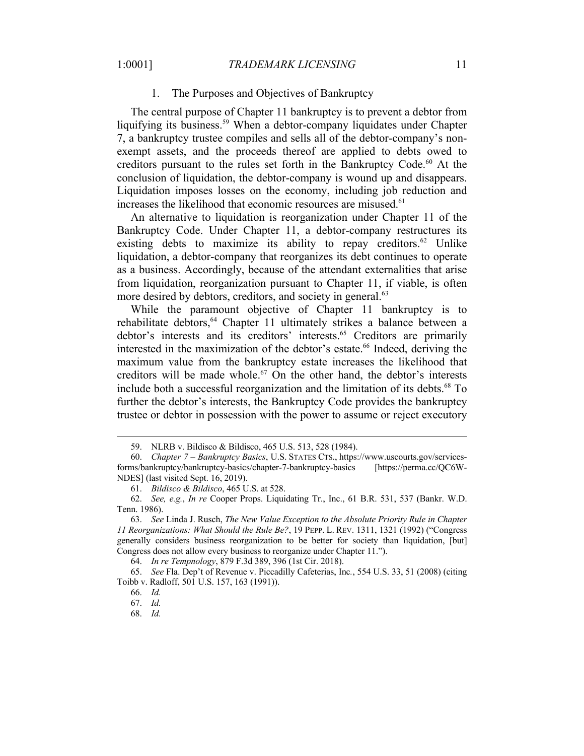### 1. The Purposes and Objectives of Bankruptcy

The central purpose of Chapter 11 bankruptcy is to prevent a debtor from liquifying its business.[59] When a debtor-company liquidates under Chapter 7, a bankruptcy trustee compiles and sells all of the debtor-company's non-exempt assets, and the proceeds thereof are applied to debts owed to creditors pursuant to the rules set forth in the Bankruptcy Code.[60] At the conclusion of liquidation, the debtor-company is wound up and disappears. Liquidation imposes losses on the economy, including job reduction and increases the likelihood that economic resources are misused.[61]

An alternative to liquidation is reorganization under Chapter 11 of the Bankruptcy Code. Under Chapter 11, a debtor-company restructures its existing debts to maximize its ability to repay creditors.[62] Unlike liquidation, a debtor-company that reorganizes its debt continues to operate as a business. Accordingly, because of the attendant externalities that arise from liquidation, reorganization pursuant to Chapter 11, if viable, is often more desired by debtors, creditors, and society in general.[63]

While the paramount objective of Chapter 11 bankruptcy is to rehabilitate debtors,[64] Chapter 11 ultimately strikes a balance between a debtor's interests and its creditors' interests.[65] Creditors are primarily interested in the maximization of the debtor's estate.[66] Indeed, deriving the maximum value from the bankruptcy estate increases the likelihood that creditors will be made whole.[67] On the other hand, the debtor's interests include both a successful reorganization and the limitation of its debts.[68] To further the debtor's interests, the Bankruptcy Code provides the bankruptcy trustee or debtor in possession with the power to assume or reject executory

---

59. NLRB v. Bildisco & Bildisco, 465 U.S. 513, 528 (1984).

60. *Chapter 7 – Bankruptcy Basics*, U.S. STATES CTS., https://www.uscourts.gov/services-forms/bankruptcy/bankruptcy-basics/chapter-7-bankruptcy-basics [https://perma.cc/QC6W-NDES] (last visited Sept. 16, 2019).

61. *Bildisco & Bildisco*, 465 U.S. at 528.

62. *See, e.g.*, *In re* Cooper Props. Liquidating Tr., Inc., 61 B.R. 531, 537 (Bankr. W.D. Tenn. 1986).

63. *See* Linda J. Rusch, *The New Value Exception to the Absolute Priority Rule in Chapter 11 Reorganizations: What Should the Rule Be?*, 19 PEPP. L. REV. 1311, 1321 (1992) ("Congress generally considers business reorganization to be better for society than liquidation, [but] Congress does not allow every business to reorganize under Chapter 11.").

64. *In re Tempnology*, 879 F.3d 389, 396 (1st Cir. 2018).

65. *See* Fla. Dep't of Revenue v. Piccadilly Cafeterias, Inc., 554 U.S. 33, 51 (2008) (citing Toibb v. Radloff, 501 U.S. 157, 163 (1991)).

66. *Id.*

67. *Id.*

68. *Id.*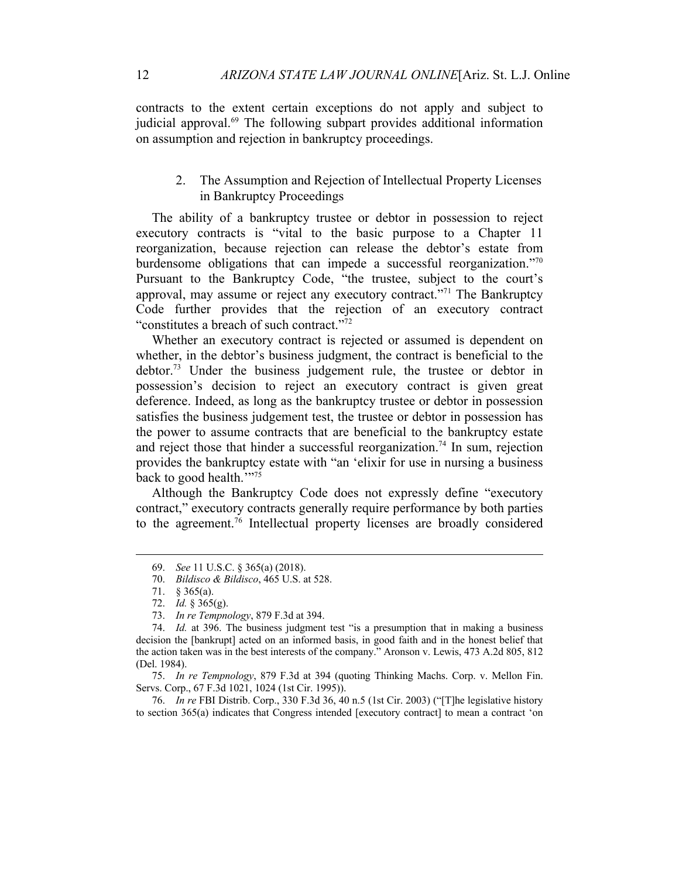contracts to the extent certain exceptions do not apply and subject to judicial approval.[69] The following subpart provides additional information on assumption and rejection in bankruptcy proceedings.

### 2. The Assumption and Rejection of Intellectual Property Licenses in Bankruptcy Proceedings

The ability of a bankruptcy trustee or debtor in possession to reject executory contracts is "vital to the basic purpose to a Chapter 11 reorganization, because rejection can release the debtor's estate from burdensome obligations that can impede a successful reorganization."[70] Pursuant to the Bankruptcy Code, "the trustee, subject to the court's approval, may assume or reject any executory contract."[71] The Bankruptcy Code further provides that the rejection of an executory contract "constitutes a breach of such contract."[72]

Whether an executory contract is rejected or assumed is dependent on whether, in the debtor's business judgment, the contract is beneficial to the debtor.[73] Under the business judgement rule, the trustee or debtor in possession's decision to reject an executory contract is given great deference. Indeed, as long as the bankruptcy trustee or debtor in possession satisfies the business judgement test, the trustee or debtor in possession has the power to assume contracts that are beneficial to the bankruptcy estate and reject those that hinder a successful reorganization.[74] In sum, rejection provides the bankruptcy estate with "an 'elixir for use in nursing a business back to good health.'"[75]

Although the Bankruptcy Code does not expressly define "executory contract," executory contracts generally require performance by both parties to the agreement.[76] Intellectual property licenses are broadly considered

---

69. *See* 11 U.S.C. § 365(a) (2018).

70. *Bildisco & Bildisco*, 465 U.S. at 528.

71. § 365(a).

72. *Id.* § 365(g).

73. *In re Tempnology*, 879 F.3d at 394.

74. *Id.* at 396. The business judgment test "is a presumption that in making a business decision the [bankrupt] acted on an informed basis, in good faith and in the honest belief that the action taken was in the best interests of the company." Aronson v. Lewis, 473 A.2d 805, 812 (Del. 1984).

75. *In re Tempnology*, 879 F.3d at 394 (quoting Thinking Machs. Corp. v. Mellon Fin. Servs. Corp., 67 F.3d 1021, 1024 (1st Cir. 1995)).

76. *In re* FBI Distrib. Corp., 330 F.3d 36, 40 n.5 (1st Cir. 2003) ("[T]he legislative history to section 365(a) indicates that Congress intended [executory contract] to mean a contract 'on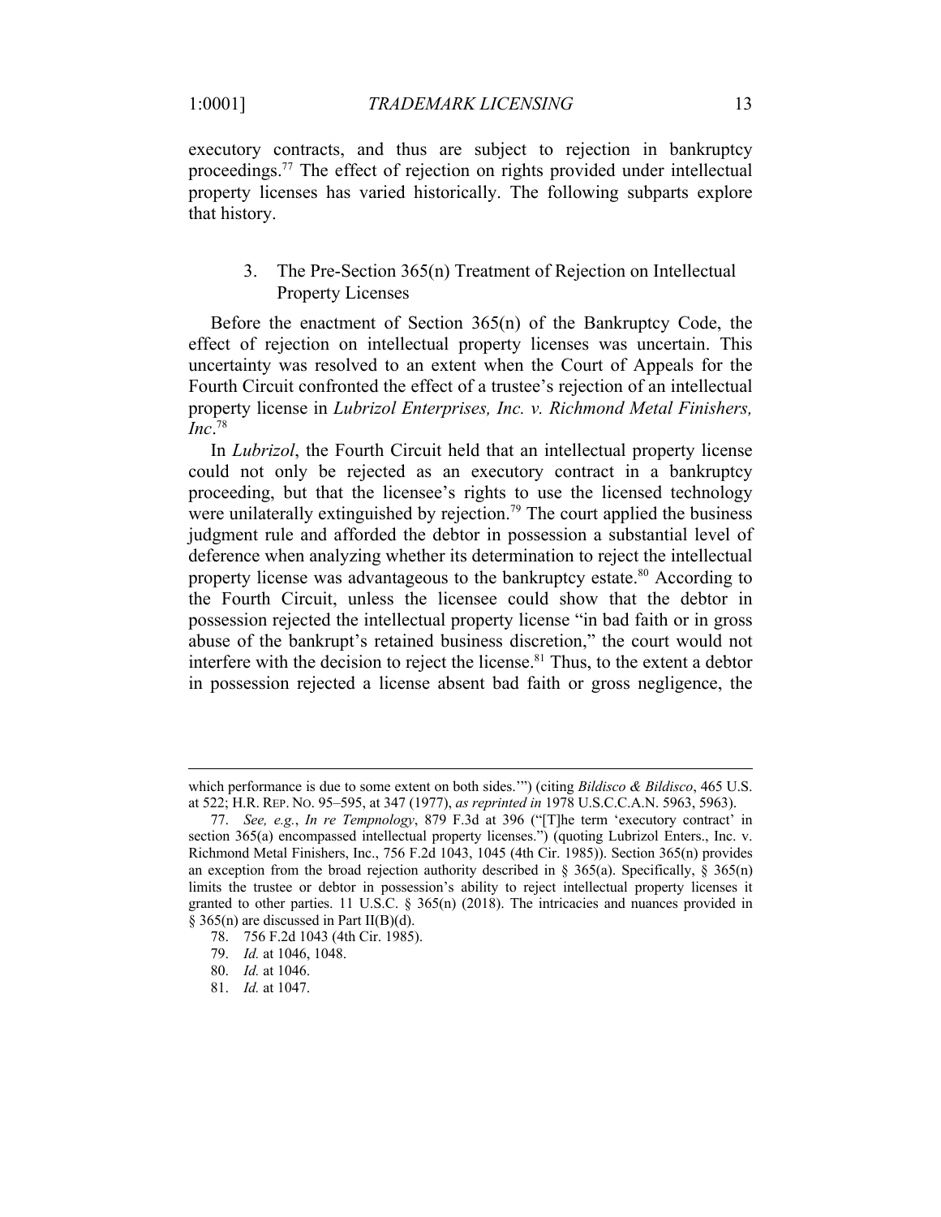executory contracts, and thus are subject to rejection in bankruptcy proceedings.[77] The effect of rejection on rights provided under intellectual property licenses has varied historically. The following subparts explore that history.

### 3. The Pre-Section 365(n) Treatment of Rejection on Intellectual Property Licenses

Before the enactment of Section 365(n) of the Bankruptcy Code, the effect of rejection on intellectual property licenses was uncertain. This uncertainty was resolved to an extent when the Court of Appeals for the Fourth Circuit confronted the effect of a trustee's rejection of an intellectual property license in *Lubrizol Enterprises, Inc. v. Richmond Metal Finishers, Inc*.[78]

In *Lubrizol*, the Fourth Circuit held that an intellectual property license could not only be rejected as an executory contract in a bankruptcy proceeding, but that the licensee's rights to use the licensed technology were unilaterally extinguished by rejection.[79] The court applied the business judgment rule and afforded the debtor in possession a substantial level of deference when analyzing whether its determination to reject the intellectual property license was advantageous to the bankruptcy estate.[80] According to the Fourth Circuit, unless the licensee could show that the debtor in possession rejected the intellectual property license "in bad faith or in gross abuse of the bankrupt's retained business discretion," the court would not interfere with the decision to reject the license.[81] Thus, to the extent a debtor in possession rejected a license absent bad faith or gross negligence, the

---

which performance is due to some extent on both sides.'") (citing *Bildisco & Bildisco*, 465 U.S. at 522; H.R. REP. NO. 95–595, at 347 (1977), *as reprinted in* 1978 U.S.C.C.A.N. 5963, 5963).

77. *See, e.g.*, *In re Tempnology*, 879 F.3d at 396 ("[T]he term 'executory contract' in section 365(a) encompassed intellectual property licenses.") (quoting Lubrizol Enters., Inc. v. Richmond Metal Finishers, Inc., 756 F.2d 1043, 1045 (4th Cir. 1985)). Section 365(n) provides an exception from the broad rejection authority described in § 365(a). Specifically, § 365(n) limits the trustee or debtor in possession's ability to reject intellectual property licenses it granted to other parties. 11 U.S.C. § 365(n) (2018). The intricacies and nuances provided in § 365(n) are discussed in Part II(B)(d).

78. 756 F.2d 1043 (4th Cir. 1985).

79. *Id.* at 1046, 1048.

80. *Id.* at 1046.

81. *Id.* at 1047.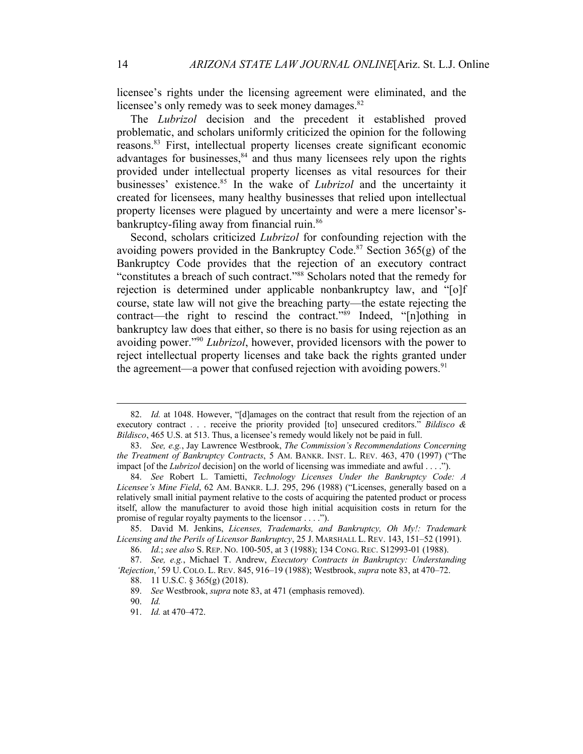licensee's rights under the licensing agreement were eliminated, and the licensee's only remedy was to seek money damages.[82]

The *Lubrizol* decision and the precedent it established proved problematic, and scholars uniformly criticized the opinion for the following reasons.[83] First, intellectual property licenses create significant economic advantages for businesses,[84] and thus many licensees rely upon the rights provided under intellectual property licenses as vital resources for their businesses' existence.[85] In the wake of *Lubrizol* and the uncertainty it created for licensees, many healthy businesses that relied upon intellectual property licenses were plagued by uncertainty and were a mere licensor's-bankruptcy-filing away from financial ruin.[86]

Second, scholars criticized *Lubrizol* for confounding rejection with the avoiding powers provided in the Bankruptcy Code.[87] Section 365(g) of the Bankruptcy Code provides that the rejection of an executory contract "constitutes a breach of such contract."[88] Scholars noted that the remedy for rejection is determined under applicable nonbankruptcy law, and "[o]f course, state law will not give the breaching party—the estate rejecting the contract—the right to rescind the contract."[89] Indeed, "[n]othing in bankruptcy law does that either, so there is no basis for using rejection as an avoiding power."[90] *Lubrizol*, however, provided licensors with the power to reject intellectual property licenses and take back the rights granted under the agreement—a power that confused rejection with avoiding powers.[91]

---

82. *Id.* at 1048. However, "[d]amages on the contract that result from the rejection of an executory contract . . . receive the priority provided [to] unsecured creditors." *Bildisco & Bildisco*, 465 U.S. at 513. Thus, a licensee's remedy would likely not be paid in full.

83. *See, e.g.*, Jay Lawrence Westbrook, *The Commission's Recommendations Concerning the Treatment of Bankruptcy Contracts*, 5 AM. BANKR. INST. L. REV. 463, 470 (1997) ("The impact [of the *Lubrizol* decision] on the world of licensing was immediate and awful . . . .").

84. *See* Robert L. Tamietti, *Technology Licenses Under the Bankruptcy Code: A Licensee's Mine Field*, 62 AM. BANKR. L.J. 295, 296 (1988) ("Licenses, generally based on a relatively small initial payment relative to the costs of acquiring the patented product or process itself, allow the manufacturer to avoid those high initial acquisition costs in return for the promise of regular royalty payments to the licensor . . . .").

85. David M. Jenkins, *Licenses, Trademarks, and Bankruptcy, Oh My!: Trademark Licensing and the Perils of Licensor Bankruptcy*, 25 J. MARSHALL L. REV. 143, 151–52 (1991).

86. *Id.*; *see also* S. REP. NO. 100-505, at 3 (1988); 134 CONG. REC. S12993-01 (1988).

87. *See, e.g.*, Michael T. Andrew, *Executory Contracts in Bankruptcy: Understanding 'Rejection*,*'* 59 U. COLO. L. REV. 845, 916–19 (1988); Westbrook, *supra* note 83, at 470–72.

88. 11 U.S.C. § 365(g) (2018).

89. *See* Westbrook, *supra* note 83, at 471 (emphasis removed).

90. *Id.*

91. *Id.* at 470–472.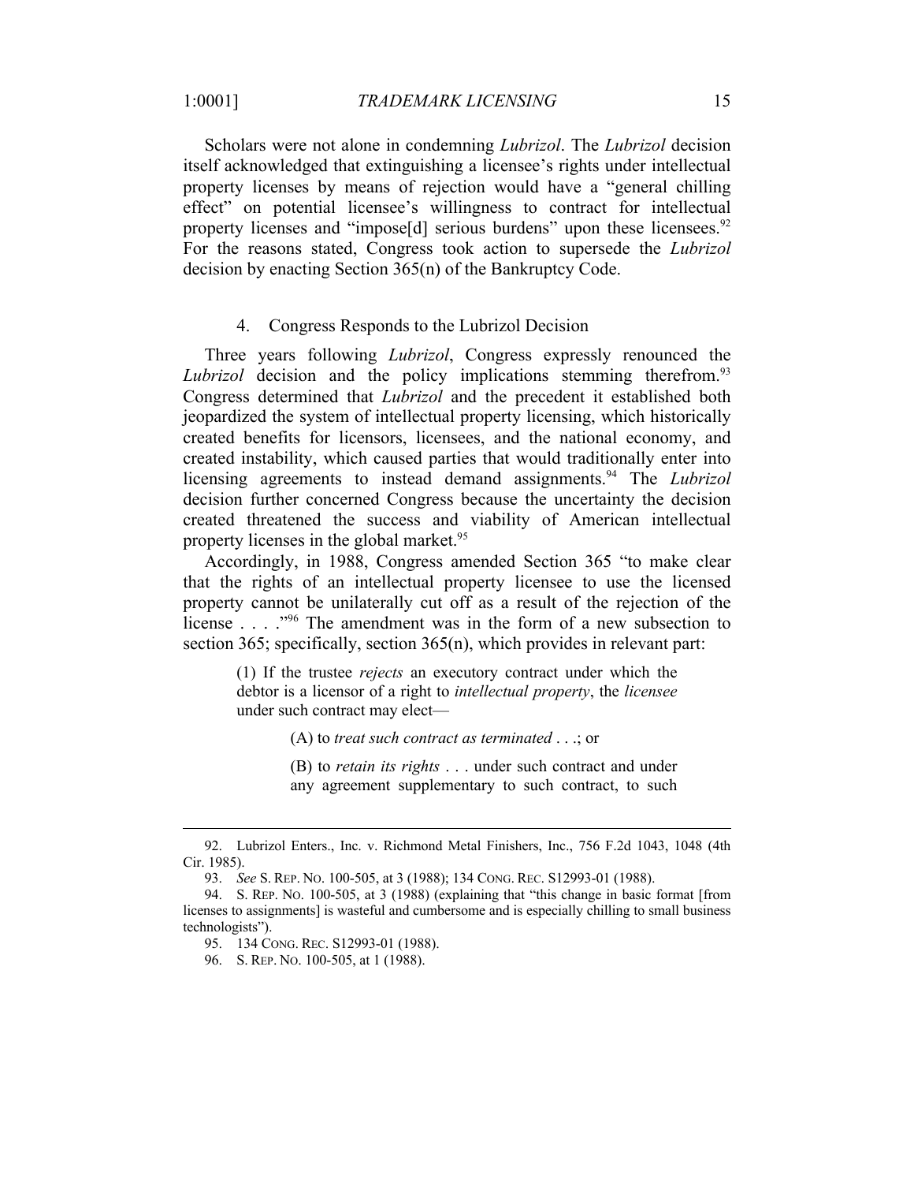Scholars were not alone in condemning *Lubrizol*. The *Lubrizol* decision itself acknowledged that extinguishing a licensee's rights under intellectual property licenses by means of rejection would have a "general chilling effect" on potential licensee's willingness to contract for intellectual property licenses and "impose[d] serious burdens" upon these licensees.[92] For the reasons stated, Congress took action to supersede the *Lubrizol* decision by enacting Section 365(n) of the Bankruptcy Code.

#### 4. Congress Responds to the Lubrizol Decision

Three years following *Lubrizol*, Congress expressly renounced the *Lubrizol* decision and the policy implications stemming therefrom.[93] Congress determined that *Lubrizol* and the precedent it established both jeopardized the system of intellectual property licensing, which historically created benefits for licensors, licensees, and the national economy, and created instability, which caused parties that would traditionally enter into licensing agreements to instead demand assignments.[94] The *Lubrizol* decision further concerned Congress because the uncertainty the decision created threatened the success and viability of American intellectual property licenses in the global market.[95]

Accordingly, in 1988, Congress amended Section 365 "to make clear that the rights of an intellectual property licensee to use the licensed property cannot be unilaterally cut off as a result of the rejection of the license . . . ."[96] The amendment was in the form of a new subsection to section 365; specifically, section 365(n), which provides in relevant part:

> (1) If the trustee *rejects* an executory contract under which the debtor is a licensor of a right to *intellectual property*, the *licensee* under such contract may elect—
>
> > (A) to *treat such contract as terminated* . . .; or
> >
> > (B) to *retain its rights* . . . under such contract and under any agreement supplementary to such contract, to such

---

92. Lubrizol Enters., Inc. v. Richmond Metal Finishers, Inc., 756 F.2d 1043, 1048 (4th Cir. 1985).

93. *See* S. REP. NO. 100-505, at 3 (1988); 134 CONG. REC. S12993-01 (1988).

94. S. REP. NO. 100-505, at 3 (1988) (explaining that "this change in basic format [from licenses to assignments] is wasteful and cumbersome and is especially chilling to small business technologists").

95. 134 CONG. REC. S12993-01 (1988).

96. S. REP. NO. 100-505, at 1 (1988).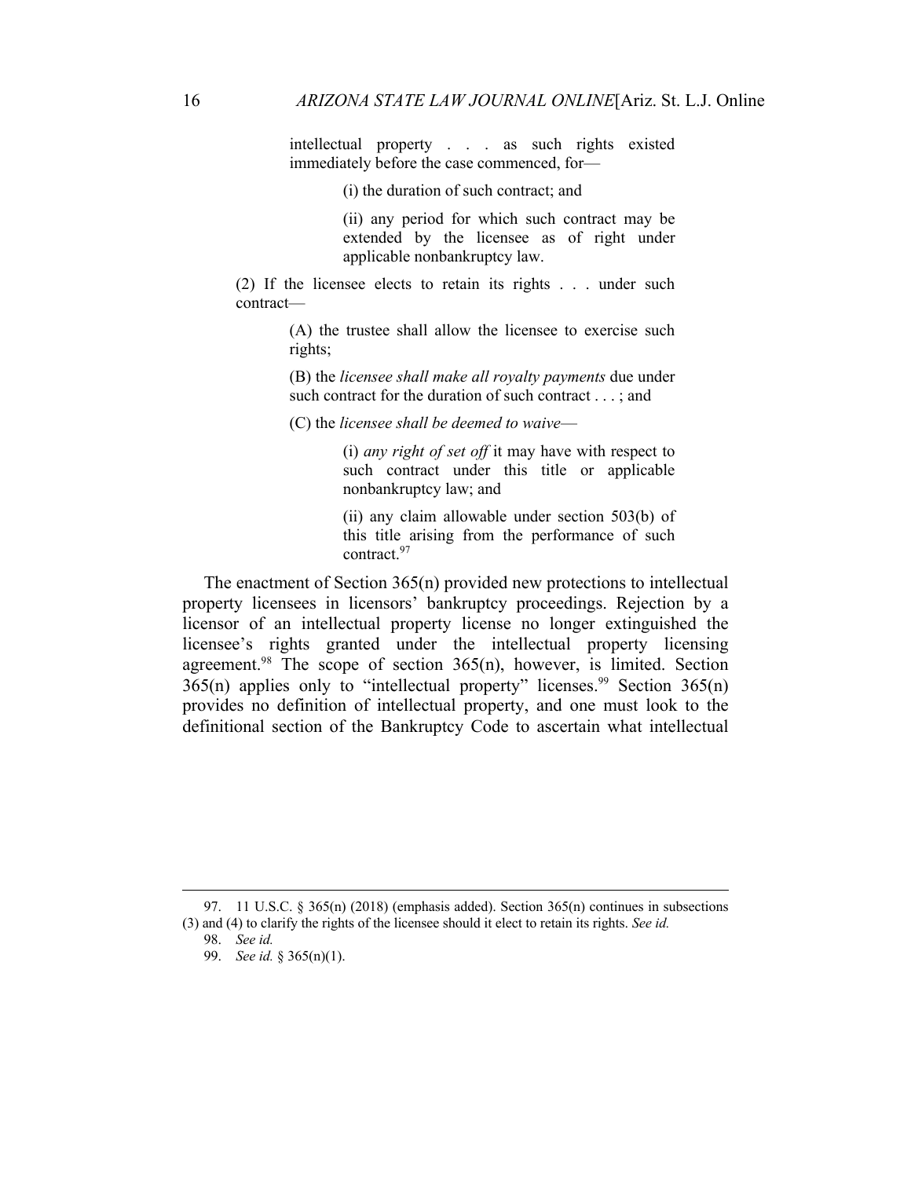> intellectual property . . . as such rights existed immediately before the case commenced, for—
>
> > (i) the duration of such contract; and
> >
> > (ii) any period for which such contract may be extended by the licensee as of right under applicable nonbankruptcy law.
>
> (2) If the licensee elects to retain its rights . . . under such contract—
>
> > (A) the trustee shall allow the licensee to exercise such rights;
> >
> > (B) the *licensee shall make all royalty payments* due under such contract for the duration of such contract . . . ; and
> >
> > (C) the *licensee shall be deemed to waive*—
> >
> > > (i) *any right of set off* it may have with respect to such contract under this title or applicable nonbankruptcy law; and
> > >
> > > (ii) any claim allowable under section 503(b) of this title arising from the performance of such contract.[97]

The enactment of Section 365(n) provided new protections to intellectual property licensees in licensors' bankruptcy proceedings. Rejection by a licensor of an intellectual property license no longer extinguished the licensee's rights granted under the intellectual property licensing agreement.[98] The scope of section 365(n), however, is limited. Section 365(n) applies only to "intellectual property" licenses.[99] Section 365(n) provides no definition of intellectual property, and one must look to the definitional section of the Bankruptcy Code to ascertain what intellectual

---

97. 11 U.S.C. § 365(n) (2018) (emphasis added). Section 365(n) continues in subsections (3) and (4) to clarify the rights of the licensee should it elect to retain its rights. *See id.*

98. *See id.*

99. *See id.* § 365(n)(1).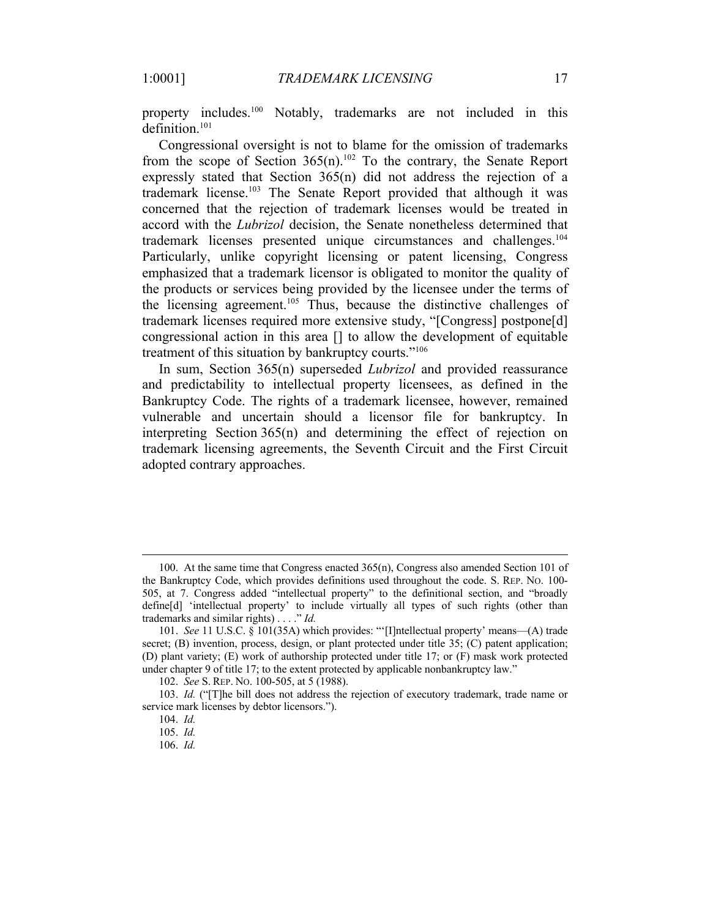property includes.[100] Notably, trademarks are not included in this definition.[101]

Congressional oversight is not to blame for the omission of trademarks from the scope of Section 365(n).[102] To the contrary, the Senate Report expressly stated that Section 365(n) did not address the rejection of a trademark license.[103] The Senate Report provided that although it was concerned that the rejection of trademark licenses would be treated in accord with the *Lubrizol* decision, the Senate nonetheless determined that trademark licenses presented unique circumstances and challenges.[104] Particularly, unlike copyright licensing or patent licensing, Congress emphasized that a trademark licensor is obligated to monitor the quality of the products or services being provided by the licensee under the terms of the licensing agreement.[105] Thus, because the distinctive challenges of trademark licenses required more extensive study, "[Congress] postpone[d] congressional action in this area [] to allow the development of equitable treatment of this situation by bankruptcy courts."[106]

In sum, Section 365(n) superseded *Lubrizol* and provided reassurance and predictability to intellectual property licensees, as defined in the Bankruptcy Code. The rights of a trademark licensee, however, remained vulnerable and uncertain should a licensor file for bankruptcy. In interpreting Section 365(n) and determining the effect of rejection on trademark licensing agreements, the Seventh Circuit and the First Circuit adopted contrary approaches.

---

100. At the same time that Congress enacted 365(n), Congress also amended Section 101 of the Bankruptcy Code, which provides definitions used throughout the code. S. REP. NO. 100-505, at 7. Congress added "intellectual property" to the definitional section, and "broadly define[d] 'intellectual property' to include virtually all types of such rights (other than trademarks and similar rights) . . . ." *Id.*

101. *See* 11 U.S.C. § 101(35A) which provides: "'[I]ntellectual property' means—(A) trade secret; (B) invention, process, design, or plant protected under title 35; (C) patent application; (D) plant variety; (E) work of authorship protected under title 17; or (F) mask work protected under chapter 9 of title 17; to the extent protected by applicable nonbankruptcy law."

102. *See* S. REP. NO. 100-505, at 5 (1988).

103. *Id.* ("[T]he bill does not address the rejection of executory trademark, trade name or service mark licenses by debtor licensors.").

104. *Id.*

105. *Id.*

106. *Id.*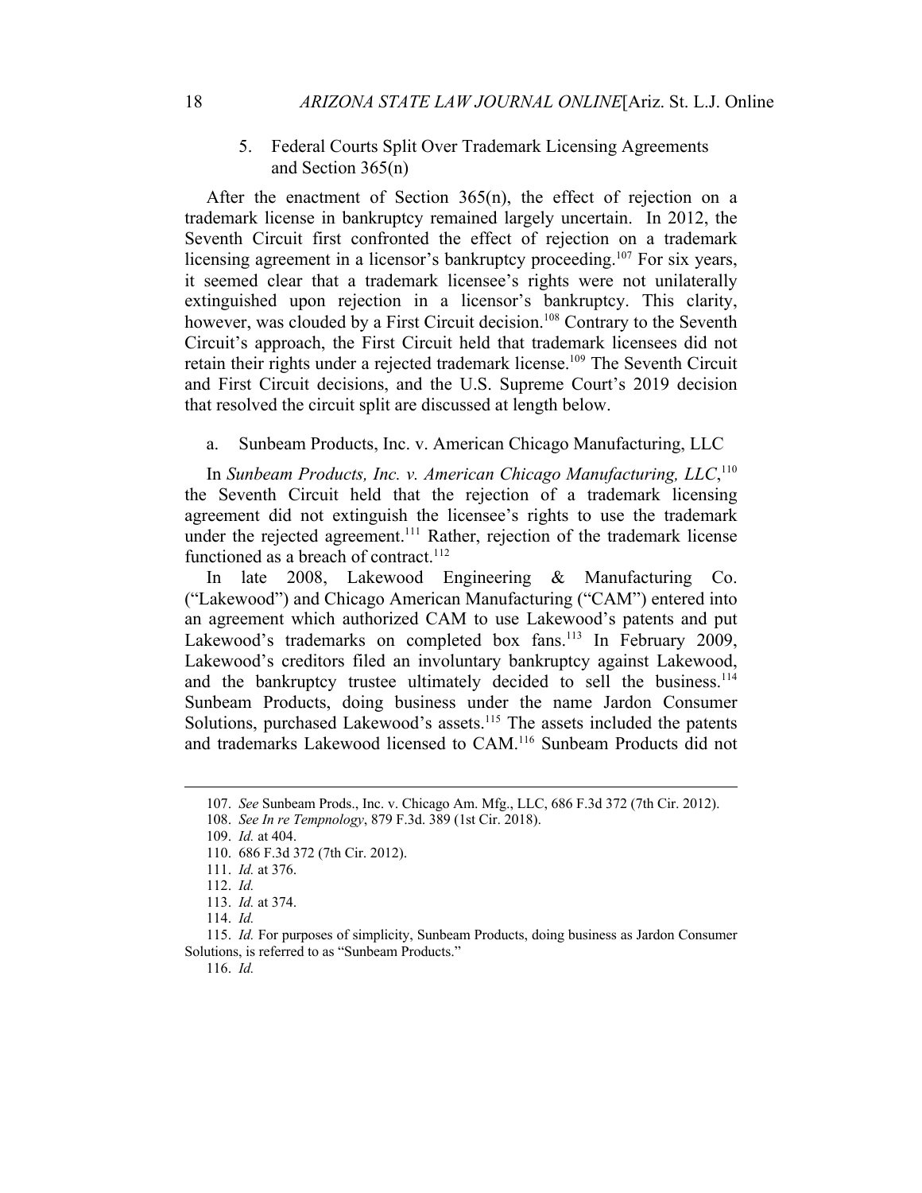### 5. Federal Courts Split Over Trademark Licensing Agreements and Section 365(n)

After the enactment of Section 365(n), the effect of rejection on a trademark license in bankruptcy remained largely uncertain. In 2012, the Seventh Circuit first confronted the effect of rejection on a trademark licensing agreement in a licensor's bankruptcy proceeding.[107] For six years, it seemed clear that a trademark licensee's rights were not unilaterally extinguished upon rejection in a licensor's bankruptcy. This clarity, however, was clouded by a First Circuit decision.[108] Contrary to the Seventh Circuit's approach, the First Circuit held that trademark licensees did not retain their rights under a rejected trademark license.[109] The Seventh Circuit and First Circuit decisions, and the U.S. Supreme Court's 2019 decision that resolved the circuit split are discussed at length below.

#### a. Sunbeam Products, Inc. v. American Chicago Manufacturing, LLC

In *Sunbeam Products, Inc. v. American Chicago Manufacturing, LLC*,[110] the Seventh Circuit held that the rejection of a trademark licensing agreement did not extinguish the licensee's rights to use the trademark under the rejected agreement.[111] Rather, rejection of the trademark license functioned as a breach of contract.[112]

In late 2008, Lakewood Engineering & Manufacturing Co. ("Lakewood") and Chicago American Manufacturing ("CAM") entered into an agreement which authorized CAM to use Lakewood's patents and put Lakewood's trademarks on completed box fans.[113] In February 2009, Lakewood's creditors filed an involuntary bankruptcy against Lakewood, and the bankruptcy trustee ultimately decided to sell the business.[114] Sunbeam Products, doing business under the name Jardon Consumer Solutions, purchased Lakewood's assets.[115] The assets included the patents and trademarks Lakewood licensed to CAM.[116] Sunbeam Products did not

---

107. *See* Sunbeam Prods., Inc. v. Chicago Am. Mfg., LLC, 686 F.3d 372 (7th Cir. 2012).

108. *See In re Tempnology*, 879 F.3d. 389 (1st Cir. 2018).

109. *Id.* at 404.

110. 686 F.3d 372 (7th Cir. 2012).

111. *Id.* at 376.

112. *Id.*

113. *Id.* at 374.

114. *Id.*

115. *Id.* For purposes of simplicity, Sunbeam Products, doing business as Jardon Consumer Solutions, is referred to as "Sunbeam Products."

116. *Id.*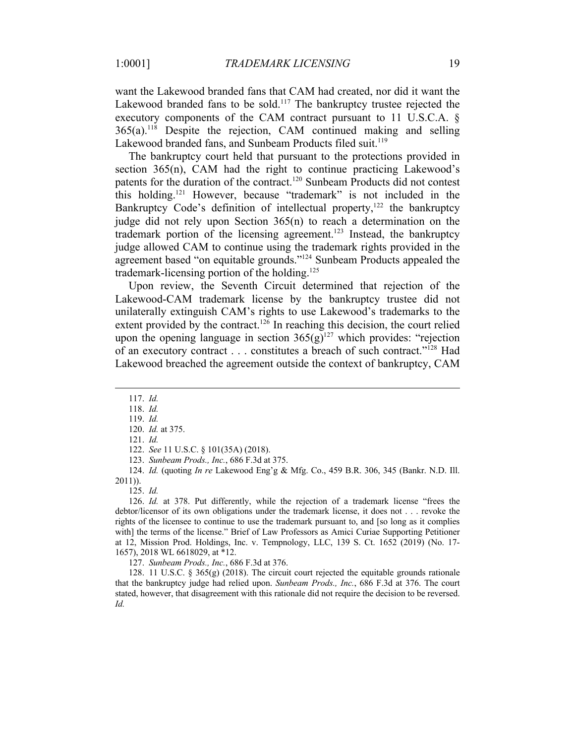want the Lakewood branded fans that CAM had created, nor did it want the Lakewood branded fans to be sold.[117] The bankruptcy trustee rejected the executory components of the CAM contract pursuant to 11 U.S.C.A. § 365(a).[118] Despite the rejection, CAM continued making and selling Lakewood branded fans, and Sunbeam Products filed suit.[119]

The bankruptcy court held that pursuant to the protections provided in section 365(n), CAM had the right to continue practicing Lakewood's patents for the duration of the contract.[120] Sunbeam Products did not contest this holding.[121] However, because "trademark" is not included in the Bankruptcy Code's definition of intellectual property,[122] the bankruptcy judge did not rely upon Section 365(n) to reach a determination on the trademark portion of the licensing agreement.[123] Instead, the bankruptcy judge allowed CAM to continue using the trademark rights provided in the agreement based "on equitable grounds."[124] Sunbeam Products appealed the trademark-licensing portion of the holding.[125]

Upon review, the Seventh Circuit determined that rejection of the Lakewood-CAM trademark license by the bankruptcy trustee did not unilaterally extinguish CAM's rights to use Lakewood's trademarks to the extent provided by the contract.[126] In reaching this decision, the court relied upon the opening language in section 365(g)[127] which provides: "rejection of an executory contract . . . constitutes a breach of such contract."[128] Had Lakewood breached the agreement outside the context of bankruptcy, CAM

---

117. *Id.*

118. *Id.*

119. *Id.*

120. *Id.* at 375.

121. *Id.*

122. *See* 11 U.S.C. § 101(35A) (2018).

123. *Sunbeam Prods., Inc.*, 686 F.3d at 375.

124. *Id.* (quoting *In re* Lakewood Eng'g & Mfg. Co., 459 B.R. 306, 345 (Bankr. N.D. Ill. 2011)).

125. *Id.*

126. *Id.* at 378. Put differently, while the rejection of a trademark license "frees the debtor/licensor of its own obligations under the trademark license, it does not . . . revoke the rights of the licensee to continue to use the trademark pursuant to, and [so long as it complies with] the terms of the license." Brief of Law Professors as Amici Curiae Supporting Petitioner at 12, Mission Prod. Holdings, Inc. v. Tempnology, LLC, 139 S. Ct. 1652 (2019) (No. 17-1657), 2018 WL 6618029, at *12.

127. *Sunbeam Prods., Inc.*, 686 F.3d at 376.

128. 11 U.S.C. § 365(g) (2018). The circuit court rejected the equitable grounds rationale that the bankruptcy judge had relied upon. *Sunbeam Prods., Inc.*, 686 F.3d at 376. The court stated, however, that disagreement with this rationale did not require the decision to be reversed. *Id.*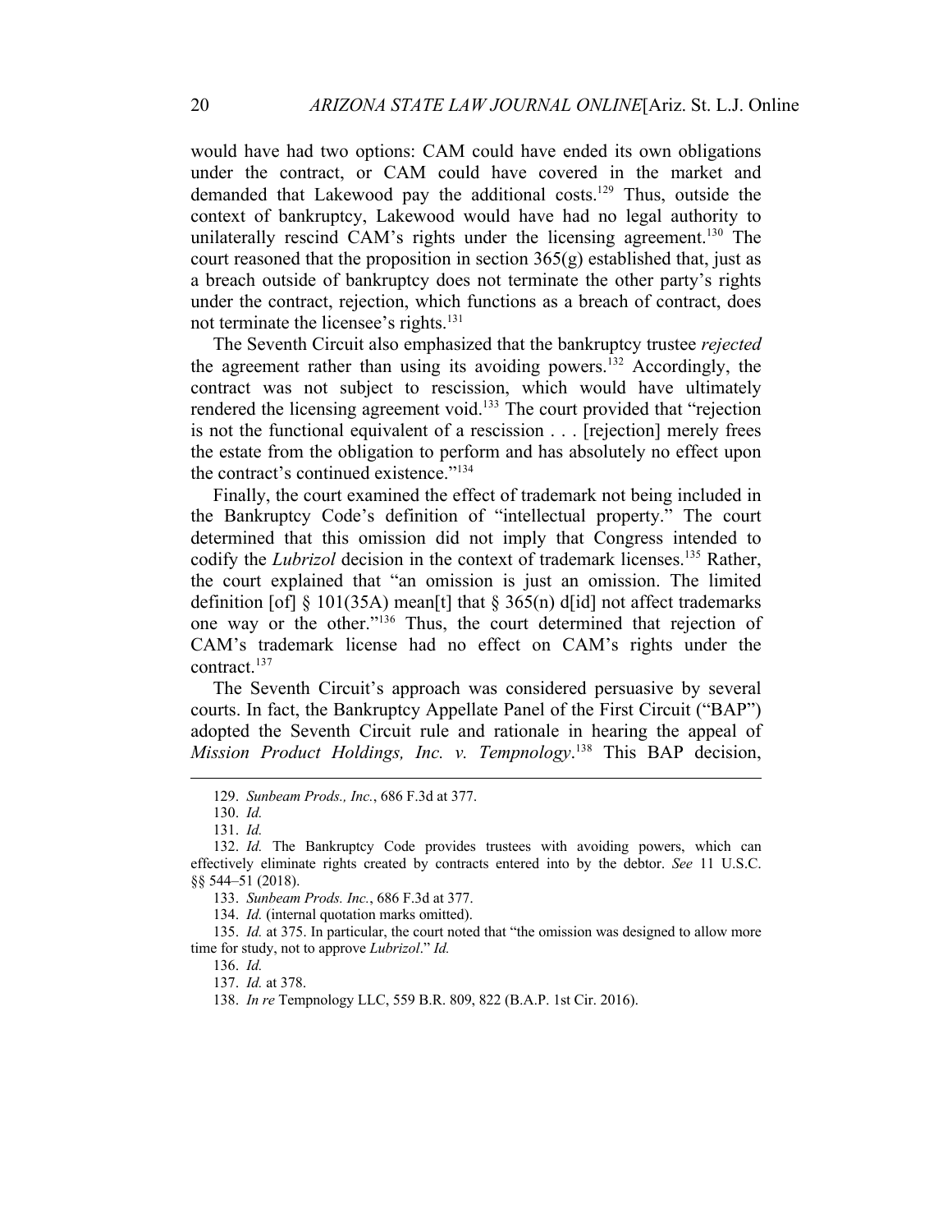would have had two options: CAM could have ended its own obligations under the contract, or CAM could have covered in the market and demanded that Lakewood pay the additional costs.[129] Thus, outside the context of bankruptcy, Lakewood would have had no legal authority to unilaterally rescind CAM's rights under the licensing agreement.[130] The court reasoned that the proposition in section 365(g) established that, just as a breach outside of bankruptcy does not terminate the other party's rights under the contract, rejection, which functions as a breach of contract, does not terminate the licensee's rights.[131]

The Seventh Circuit also emphasized that the bankruptcy trustee *rejected* the agreement rather than using its avoiding powers.[132] Accordingly, the contract was not subject to rescission, which would have ultimately rendered the licensing agreement void.[133] The court provided that "rejection is not the functional equivalent of a rescission . . . [rejection] merely frees the estate from the obligation to perform and has absolutely no effect upon the contract's continued existence."[134]

Finally, the court examined the effect of trademark not being included in the Bankruptcy Code's definition of "intellectual property." The court determined that this omission did not imply that Congress intended to codify the *Lubrizol* decision in the context of trademark licenses.[135] Rather, the court explained that "an omission is just an omission. The limited definition [of] § 101(35A) mean[t] that § 365(n) d[id] not affect trademarks one way or the other."[136] Thus, the court determined that rejection of CAM's trademark license had no effect on CAM's rights under the contract.[137]

The Seventh Circuit's approach was considered persuasive by several courts. In fact, the Bankruptcy Appellate Panel of the First Circuit ("BAP") adopted the Seventh Circuit rule and rationale in hearing the appeal of *Mission Product Holdings, Inc. v. Tempnology*.[138] This BAP decision,

---

129. *Sunbeam Prods., Inc.*, 686 F.3d at 377.

130. *Id.*

131. *Id.*

132. *Id.* The Bankruptcy Code provides trustees with avoiding powers, which can effectively eliminate rights created by contracts entered into by the debtor. *See* 11 U.S.C. §§ 544–51 (2018).

133. *Sunbeam Prods. Inc.*, 686 F.3d at 377.

134. *Id.* (internal quotation marks omitted).

135. *Id.* at 375. In particular, the court noted that "the omission was designed to allow more time for study, not to approve *Lubrizol*." *Id.*

136. *Id.*

137. *Id.* at 378.

138. *In re* Tempnology LLC, 559 B.R. 809, 822 (B.A.P. 1st Cir. 2016).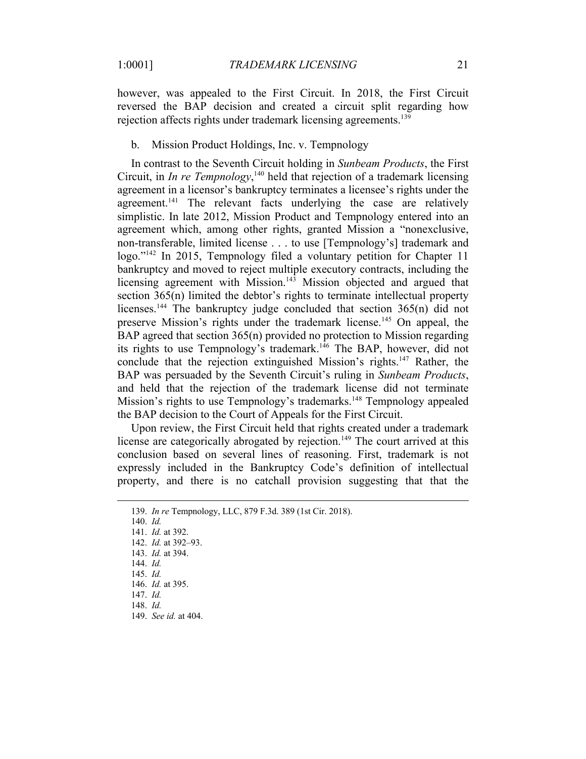however, was appealed to the First Circuit. In 2018, the First Circuit reversed the BAP decision and created a circuit split regarding how rejection affects rights under trademark licensing agreements.[139]

b. Mission Product Holdings, Inc. v. Tempnology

In contrast to the Seventh Circuit holding in *Sunbeam Products*, the First Circuit, in *In re Tempnology*,[140] held that rejection of a trademark licensing agreement in a licensor's bankruptcy terminates a licensee's rights under the agreement.[141] The relevant facts underlying the case are relatively simplistic. In late 2012, Mission Product and Tempnology entered into an agreement which, among other rights, granted Mission a "nonexclusive, non-transferable, limited license . . . to use [Tempnology's] trademark and logo."[142] In 2015, Tempnology filed a voluntary petition for Chapter 11 bankruptcy and moved to reject multiple executory contracts, including the licensing agreement with Mission.[143] Mission objected and argued that section 365(n) limited the debtor's rights to terminate intellectual property licenses.[144] The bankruptcy judge concluded that section 365(n) did not preserve Mission's rights under the trademark license.[145] On appeal, the BAP agreed that section 365(n) provided no protection to Mission regarding its rights to use Tempnology's trademark.[146] The BAP, however, did not conclude that the rejection extinguished Mission's rights.[147] Rather, the BAP was persuaded by the Seventh Circuit's ruling in *Sunbeam Products*, and held that the rejection of the trademark license did not terminate Mission's rights to use Tempnology's trademarks.[148] Tempnology appealed the BAP decision to the Court of Appeals for the First Circuit.

Upon review, the First Circuit held that rights created under a trademark license are categorically abrogated by rejection.[149] The court arrived at this conclusion based on several lines of reasoning. First, trademark is not expressly included in the Bankruptcy Code's definition of intellectual property, and there is no catchall provision suggesting that that the

139. *In re* Tempnology, LLC, 879 F.3d. 389 (1st Cir. 2018).
140. *Id.*
141. *Id.* at 392.
142. *Id.* at 392–93.
143. *Id.* at 394.
144. *Id.*
145. *Id.*
146. *Id.* at 395.
147. *Id.*
148. *Id.*
149. *See id.* at 404.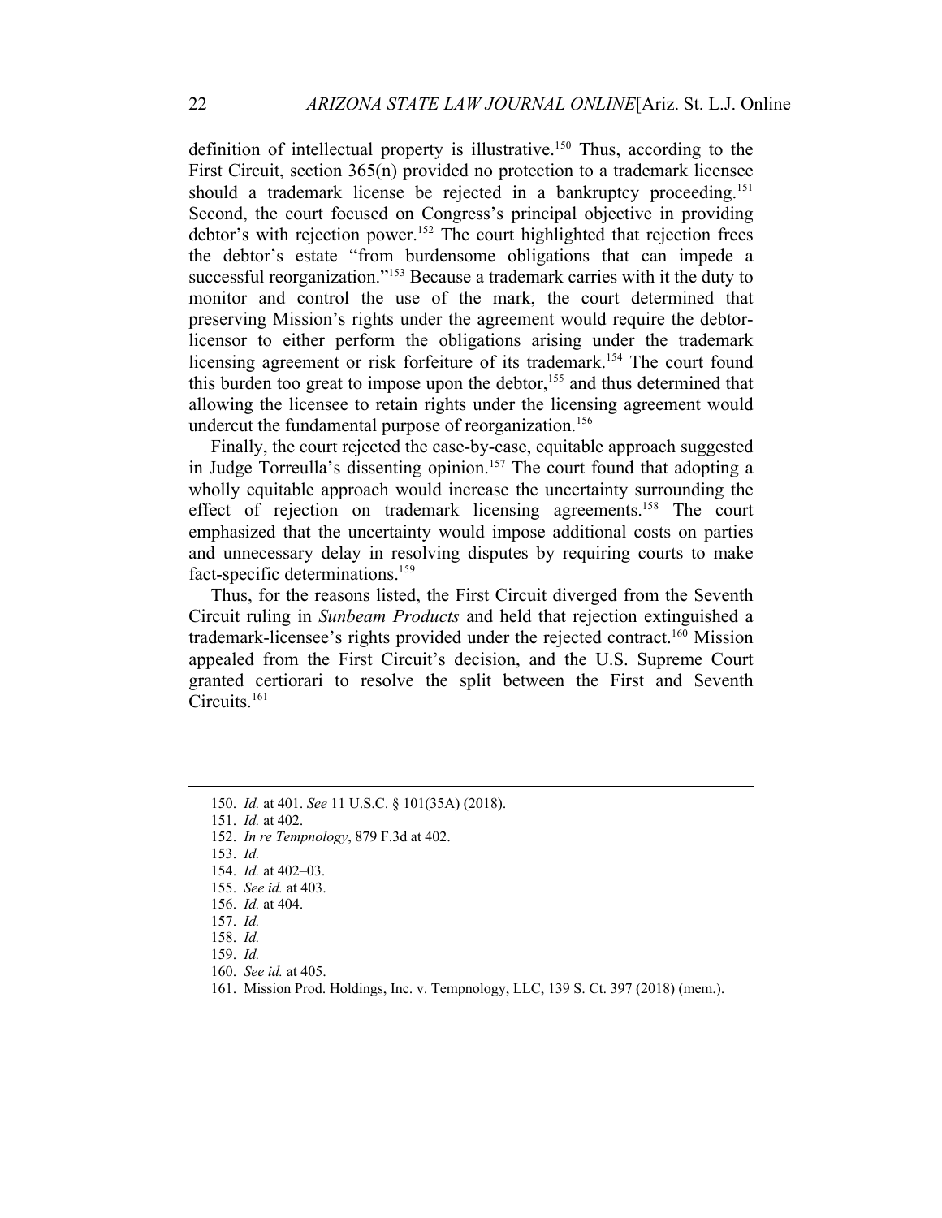definition of intellectual property is illustrative.[150] Thus, according to the First Circuit, section 365(n) provided no protection to a trademark licensee should a trademark license be rejected in a bankruptcy proceeding.[151] Second, the court focused on Congress's principal objective in providing debtor's with rejection power.[152] The court highlighted that rejection frees the debtor's estate "from burdensome obligations that can impede a successful reorganization."[153] Because a trademark carries with it the duty to monitor and control the use of the mark, the court determined that preserving Mission's rights under the agreement would require the debtor-licensor to either perform the obligations arising under the trademark licensing agreement or risk forfeiture of its trademark.[154] The court found this burden too great to impose upon the debtor,[155] and thus determined that allowing the licensee to retain rights under the licensing agreement would undercut the fundamental purpose of reorganization.[156]

Finally, the court rejected the case-by-case, equitable approach suggested in Judge Torreulla's dissenting opinion.[157] The court found that adopting a wholly equitable approach would increase the uncertainty surrounding the effect of rejection on trademark licensing agreements.[158] The court emphasized that the uncertainty would impose additional costs on parties and unnecessary delay in resolving disputes by requiring courts to make fact-specific determinations.[159]

Thus, for the reasons listed, the First Circuit diverged from the Seventh Circuit ruling in *Sunbeam Products* and held that rejection extinguished a trademark-licensee's rights provided under the rejected contract.[160] Mission appealed from the First Circuit's decision, and the U.S. Supreme Court granted certiorari to resolve the split between the First and Seventh Circuits.[161]

---

150. *Id.* at 401. *See* 11 U.S.C. § 101(35A) (2018).

151. *Id.* at 402.

152. *In re Tempnology*, 879 F.3d at 402.

153. *Id.*

154. *Id.* at 402–03.

155. *See id.* at 403.

156. *Id.* at 404.

157. *Id.*

158. *Id.*

159. *Id.*

160. *See id.* at 405.

161. Mission Prod. Holdings, Inc. v. Tempnology, LLC, 139 S. Ct. 397 (2018) (mem.).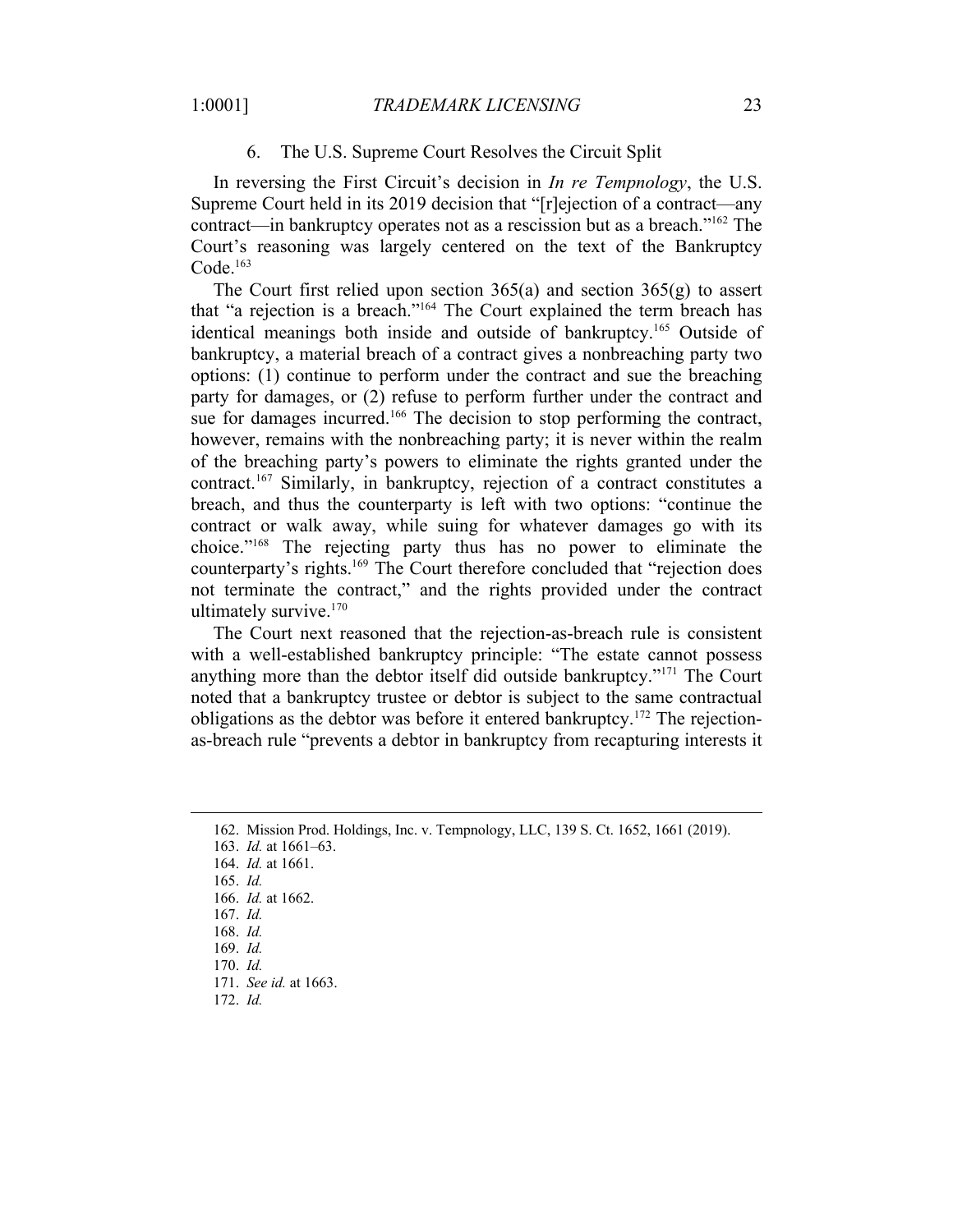### 6. The U.S. Supreme Court Resolves the Circuit Split

In reversing the First Circuit's decision in *In re Tempnology*, the U.S. Supreme Court held in its 2019 decision that "[r]ejection of a contract—any contract—in bankruptcy operates not as a rescission but as a breach."[162] The Court's reasoning was largely centered on the text of the Bankruptcy Code.[163]

The Court first relied upon section 365(a) and section 365(g) to assert that "a rejection is a breach."[164] The Court explained the term breach has identical meanings both inside and outside of bankruptcy.[165] Outside of bankruptcy, a material breach of a contract gives a nonbreaching party two options: (1) continue to perform under the contract and sue the breaching party for damages, or (2) refuse to perform further under the contract and sue for damages incurred.[166] The decision to stop performing the contract, however, remains with the nonbreaching party; it is never within the realm of the breaching party's powers to eliminate the rights granted under the contract.[167] Similarly, in bankruptcy, rejection of a contract constitutes a breach, and thus the counterparty is left with two options: "continue the contract or walk away, while suing for whatever damages go with its choice."[168] The rejecting party thus has no power to eliminate the counterparty's rights.[169] The Court therefore concluded that "rejection does not terminate the contract," and the rights provided under the contract ultimately survive.[170]

The Court next reasoned that the rejection-as-breach rule is consistent with a well-established bankruptcy principle: "The estate cannot possess anything more than the debtor itself did outside bankruptcy."[171] The Court noted that a bankruptcy trustee or debtor is subject to the same contractual obligations as the debtor was before it entered bankruptcy.[172] The rejection-as-breach rule "prevents a debtor in bankruptcy from recapturing interests it

---

162. Mission Prod. Holdings, Inc. v. Tempnology, LLC, 139 S. Ct. 1652, 1661 (2019).
163. *Id.* at 1661–63.
164. *Id.* at 1661.
165. *Id.*
166. *Id.* at 1662.
167. *Id.*
168. *Id.*
169. *Id.*
170. *Id.*
171. *See id.* at 1663.
172. *Id.*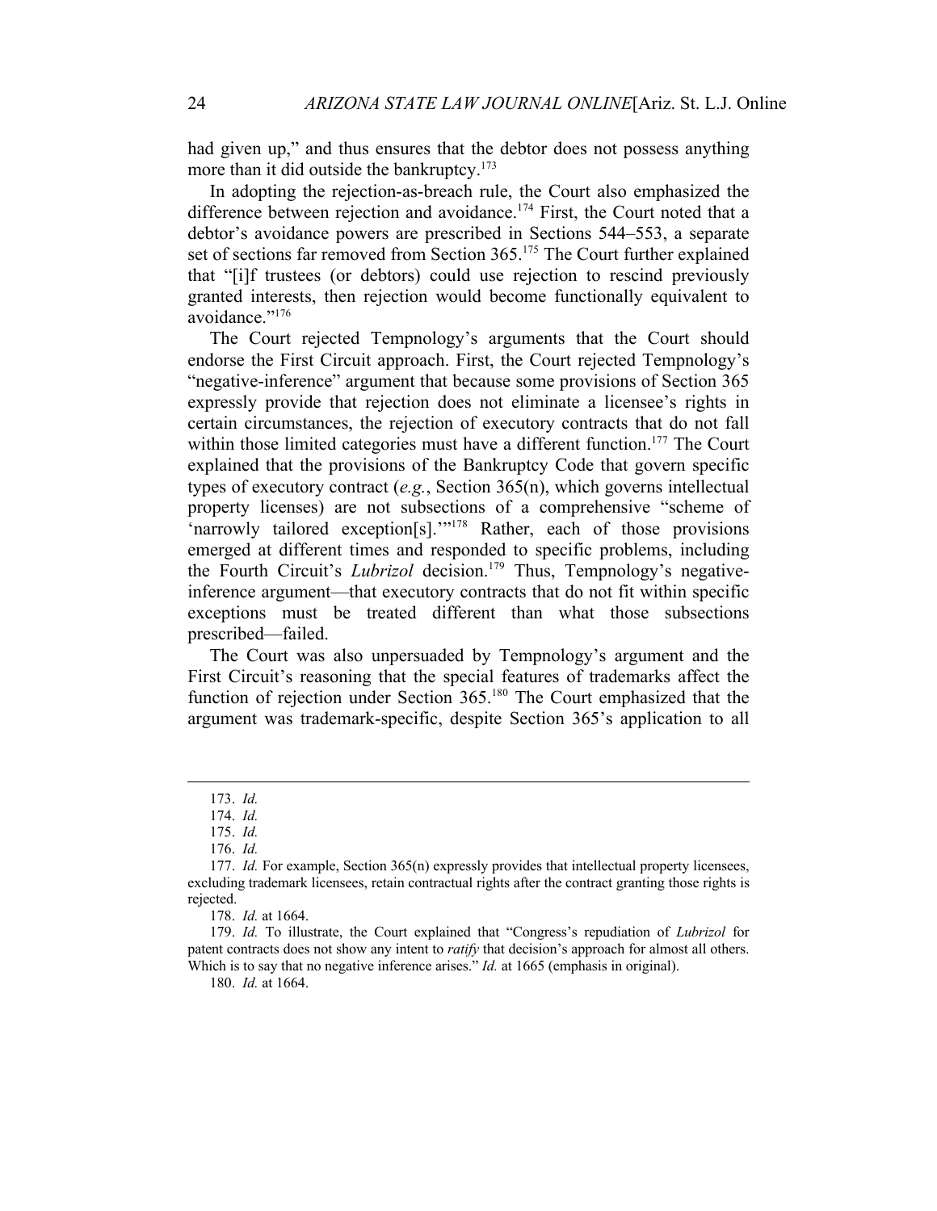had given up," and thus ensures that the debtor does not possess anything more than it did outside the bankruptcy.[173]

In adopting the rejection-as-breach rule, the Court also emphasized the difference between rejection and avoidance.[174] First, the Court noted that a debtor's avoidance powers are prescribed in Sections 544–553, a separate set of sections far removed from Section 365.[175] The Court further explained that "[i]f trustees (or debtors) could use rejection to rescind previously granted interests, then rejection would become functionally equivalent to avoidance."[176]

The Court rejected Tempnology's arguments that the Court should endorse the First Circuit approach. First, the Court rejected Tempnology's "negative-inference" argument that because some provisions of Section 365 expressly provide that rejection does not eliminate a licensee's rights in certain circumstances, the rejection of executory contracts that do not fall within those limited categories must have a different function.[177] The Court explained that the provisions of the Bankruptcy Code that govern specific types of executory contract (*e.g.*, Section 365(n), which governs intellectual property licenses) are not subsections of a comprehensive "scheme of 'narrowly tailored exception[s].'"[178] Rather, each of those provisions emerged at different times and responded to specific problems, including the Fourth Circuit's *Lubrizol* decision.[179] Thus, Tempnology's negative-inference argument—that executory contracts that do not fit within specific exceptions must be treated different than what those subsections prescribed—failed.

The Court was also unpersuaded by Tempnology's argument and the First Circuit's reasoning that the special features of trademarks affect the function of rejection under Section 365.[180] The Court emphasized that the argument was trademark-specific, despite Section 365's application to all

---

173. *Id.*

174. *Id.*

175. *Id.*

176. *Id.*

177. *Id.* For example, Section 365(n) expressly provides that intellectual property licensees, excluding trademark licensees, retain contractual rights after the contract granting those rights is rejected.

178. *Id.* at 1664.

179. *Id.* To illustrate, the Court explained that "Congress's repudiation of *Lubrizol* for patent contracts does not show any intent to *ratify* that decision's approach for almost all others. Which is to say that no negative inference arises." *Id.* at 1665 (emphasis in original).

180. *Id.* at 1664.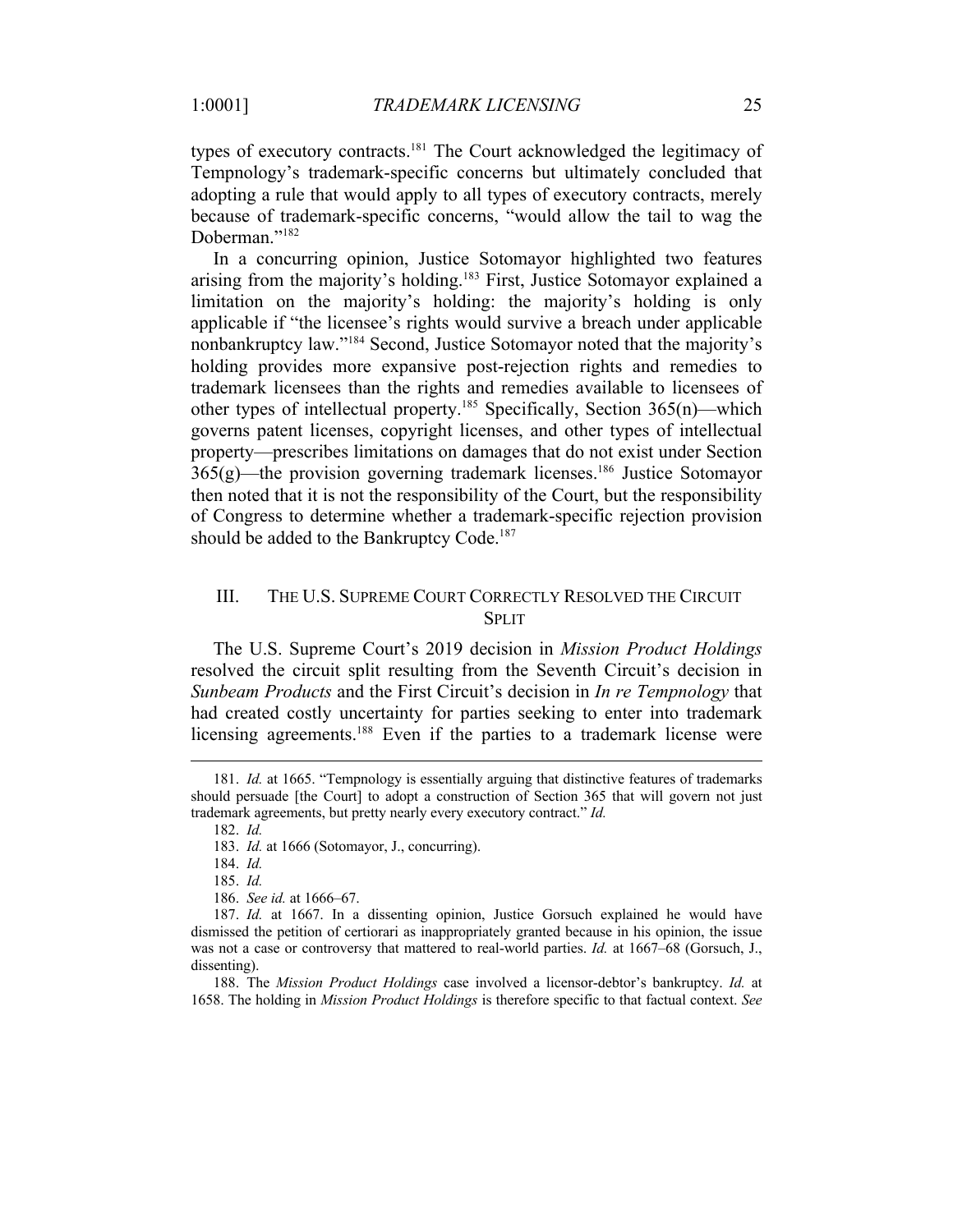types of executory contracts.[181] The Court acknowledged the legitimacy of Tempnology's trademark-specific concerns but ultimately concluded that adopting a rule that would apply to all types of executory contracts, merely because of trademark-specific concerns, "would allow the tail to wag the Doberman."[182]

In a concurring opinion, Justice Sotomayor highlighted two features arising from the majority's holding.[183] First, Justice Sotomayor explained a limitation on the majority's holding: the majority's holding is only applicable if "the licensee's rights would survive a breach under applicable nonbankruptcy law."[184] Second, Justice Sotomayor noted that the majority's holding provides more expansive post-rejection rights and remedies to trademark licensees than the rights and remedies available to licensees of other types of intellectual property.[185] Specifically, Section 365(n)—which governs patent licenses, copyright licenses, and other types of intellectual property—prescribes limitations on damages that do not exist under Section 365(g)—the provision governing trademark licenses.[186] Justice Sotomayor then noted that it is not the responsibility of the Court, but the responsibility of Congress to determine whether a trademark-specific rejection provision should be added to the Bankruptcy Code.[187]

## III. THE U.S. SUPREME COURT CORRECTLY RESOLVED THE CIRCUIT SPLIT

The U.S. Supreme Court's 2019 decision in *Mission Product Holdings* resolved the circuit split resulting from the Seventh Circuit's decision in *Sunbeam Products* and the First Circuit's decision in *In re Tempnology* that had created costly uncertainty for parties seeking to enter into trademark licensing agreements.[188] Even if the parties to a trademark license were

---

181. *Id.* at 1665. "Tempnology is essentially arguing that distinctive features of trademarks should persuade [the Court] to adopt a construction of Section 365 that will govern not just trademark agreements, but pretty nearly every executory contract." *Id.*

182. *Id.*

183. *Id.* at 1666 (Sotomayor, J., concurring).

184. *Id.*

185. *Id.*

186. *See id.* at 1666–67.

187. *Id.* at 1667. In a dissenting opinion, Justice Gorsuch explained he would have dismissed the petition of certiorari as inappropriately granted because in his opinion, the issue was not a case or controversy that mattered to real-world parties. *Id.* at 1667–68 (Gorsuch, J., dissenting).

188. The *Mission Product Holdings* case involved a licensor-debtor's bankruptcy. *Id.* at 1658. The holding in *Mission Product Holdings* is therefore specific to that factual context. *See*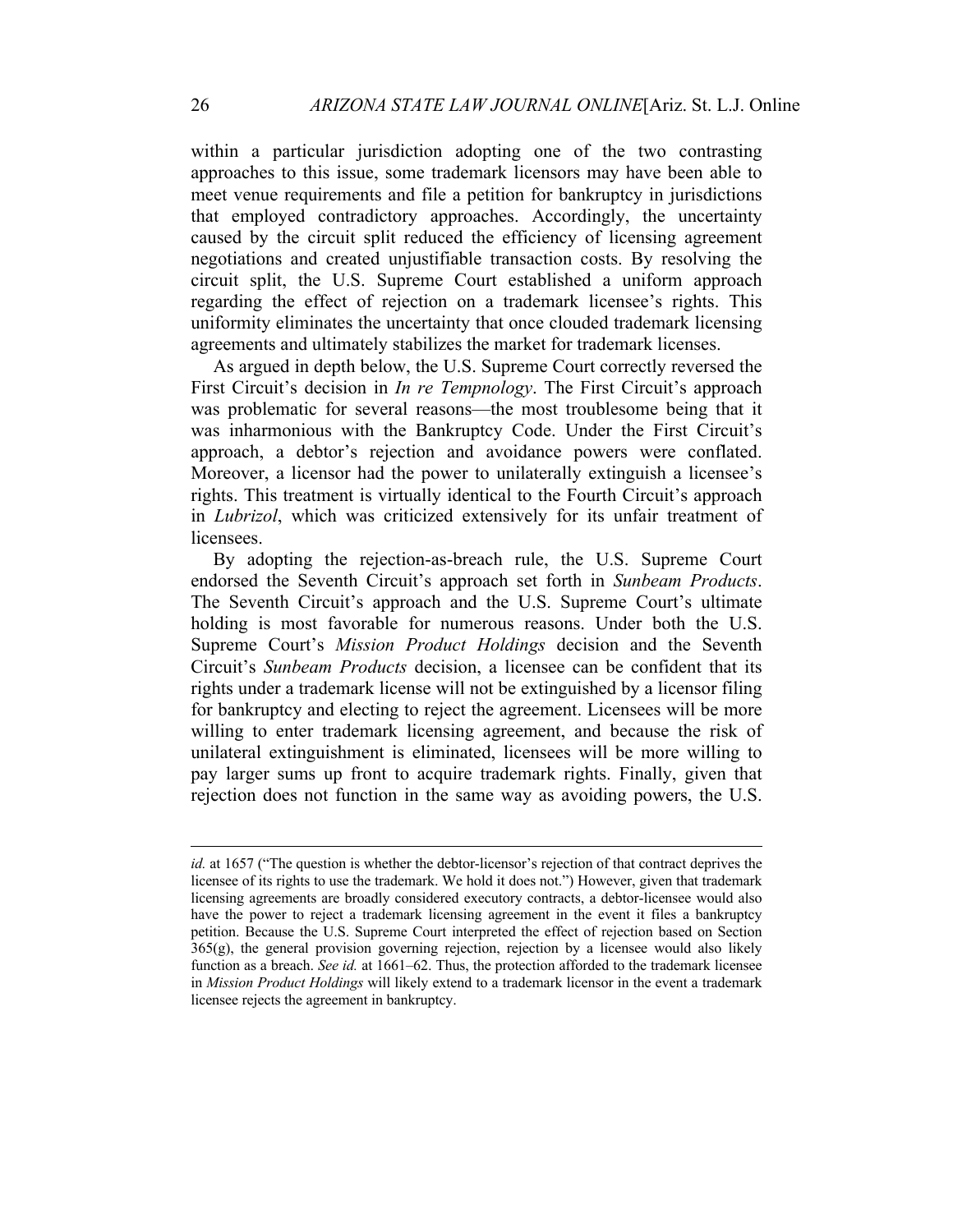within a particular jurisdiction adopting one of the two contrasting approaches to this issue, some trademark licensors may have been able to meet venue requirements and file a petition for bankruptcy in jurisdictions that employed contradictory approaches. Accordingly, the uncertainty caused by the circuit split reduced the efficiency of licensing agreement negotiations and created unjustifiable transaction costs. By resolving the circuit split, the U.S. Supreme Court established a uniform approach regarding the effect of rejection on a trademark licensee's rights. This uniformity eliminates the uncertainty that once clouded trademark licensing agreements and ultimately stabilizes the market for trademark licenses.

As argued in depth below, the U.S. Supreme Court correctly reversed the First Circuit's decision in *In re Tempnology*. The First Circuit's approach was problematic for several reasons—the most troublesome being that it was inharmonious with the Bankruptcy Code. Under the First Circuit's approach, a debtor's rejection and avoidance powers were conflated. Moreover, a licensor had the power to unilaterally extinguish a licensee's rights. This treatment is virtually identical to the Fourth Circuit's approach in *Lubrizol*, which was criticized extensively for its unfair treatment of licensees.

By adopting the rejection-as-breach rule, the U.S. Supreme Court endorsed the Seventh Circuit's approach set forth in *Sunbeam Products*. The Seventh Circuit's approach and the U.S. Supreme Court's ultimate holding is most favorable for numerous reasons. Under both the U.S. Supreme Court's *Mission Product Holdings* decision and the Seventh Circuit's *Sunbeam Products* decision, a licensee can be confident that its rights under a trademark license will not be extinguished by a licensor filing for bankruptcy and electing to reject the agreement. Licensees will be more willing to enter trademark licensing agreement, and because the risk of unilateral extinguishment is eliminated, licensees will be more willing to pay larger sums up front to acquire trademark rights. Finally, given that rejection does not function in the same way as avoiding powers, the U.S.

---

*id.* at 1657 ("The question is whether the debtor-licensor's rejection of that contract deprives the licensee of its rights to use the trademark. We hold it does not.") However, given that trademark licensing agreements are broadly considered executory contracts, a debtor-licensee would also have the power to reject a trademark licensing agreement in the event it files a bankruptcy petition. Because the U.S. Supreme Court interpreted the effect of rejection based on Section 365(g), the general provision governing rejection, rejection by a licensee would also likely function as a breach. *See id.* at 1661–62. Thus, the protection afforded to the trademark licensee in *Mission Product Holdings* will likely extend to a trademark licensor in the event a trademark licensee rejects the agreement in bankruptcy.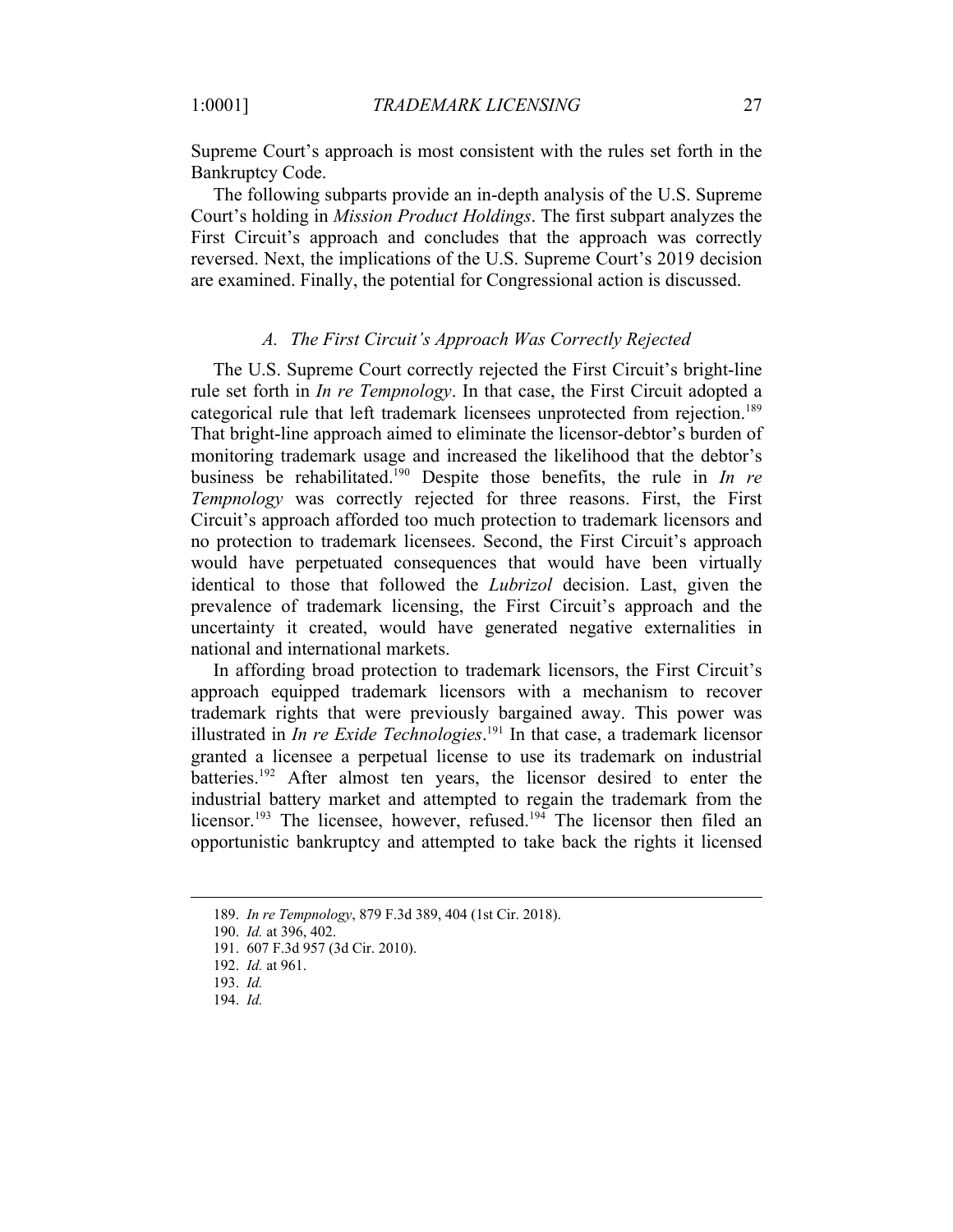Supreme Court's approach is most consistent with the rules set forth in the Bankruptcy Code.

The following subparts provide an in-depth analysis of the U.S. Supreme Court's holding in *Mission Product Holdings*. The first subpart analyzes the First Circuit's approach and concludes that the approach was correctly reversed. Next, the implications of the U.S. Supreme Court's 2019 decision are examined. Finally, the potential for Congressional action is discussed.

### *A. The First Circuit's Approach Was Correctly Rejected*

The U.S. Supreme Court correctly rejected the First Circuit's bright-line rule set forth in *In re Tempnology*. In that case, the First Circuit adopted a categorical rule that left trademark licensees unprotected from rejection.[189] That bright-line approach aimed to eliminate the licensor-debtor's burden of monitoring trademark usage and increased the likelihood that the debtor's business be rehabilitated.[190] Despite those benefits, the rule in *In re Tempnology* was correctly rejected for three reasons. First, the First Circuit's approach afforded too much protection to trademark licensors and no protection to trademark licensees. Second, the First Circuit's approach would have perpetuated consequences that would have been virtually identical to those that followed the *Lubrizol* decision. Last, given the prevalence of trademark licensing, the First Circuit's approach and the uncertainty it created, would have generated negative externalities in national and international markets.

In affording broad protection to trademark licensors, the First Circuit's approach equipped trademark licensors with a mechanism to recover trademark rights that were previously bargained away. This power was illustrated in *In re Exide Technologies*.[191] In that case, a trademark licensor granted a licensee a perpetual license to use its trademark on industrial batteries.[192] After almost ten years, the licensor desired to enter the industrial battery market and attempted to regain the trademark from the licensor.[193] The licensee, however, refused.[194] The licensor then filed an opportunistic bankruptcy and attempted to take back the rights it licensed

---

189. *In re Tempnology*, 879 F.3d 389, 404 (1st Cir. 2018).

190. *Id.* at 396, 402.

191. 607 F.3d 957 (3d Cir. 2010).

192. *Id.* at 961.

193. *Id.*

194. *Id.*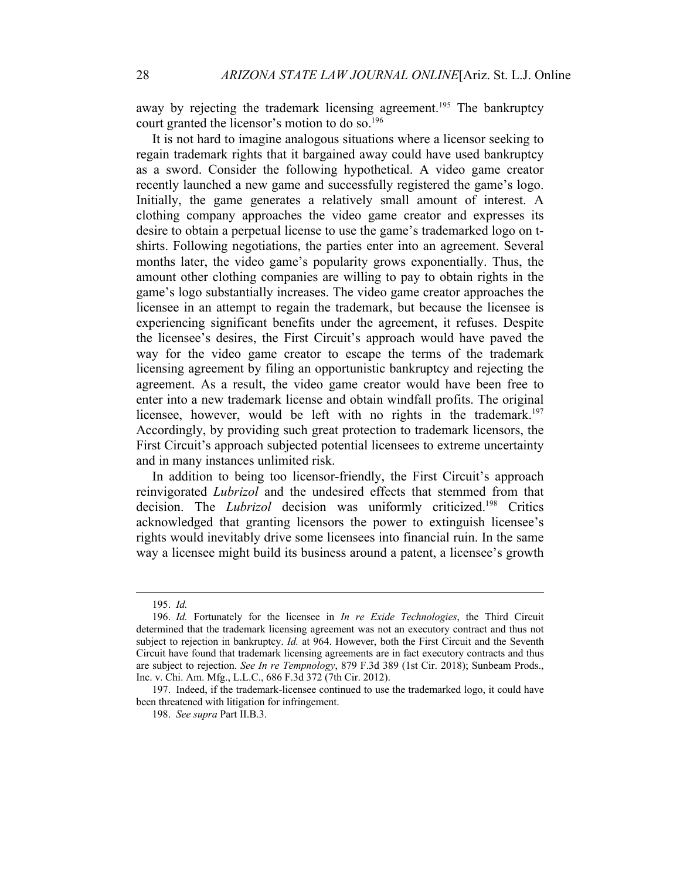away by rejecting the trademark licensing agreement.[195] The bankruptcy court granted the licensor's motion to do so.[196]

It is not hard to imagine analogous situations where a licensor seeking to regain trademark rights that it bargained away could have used bankruptcy as a sword. Consider the following hypothetical. A video game creator recently launched a new game and successfully registered the game's logo. Initially, the game generates a relatively small amount of interest. A clothing company approaches the video game creator and expresses its desire to obtain a perpetual license to use the game's trademarked logo on t-shirts. Following negotiations, the parties enter into an agreement. Several months later, the video game's popularity grows exponentially. Thus, the amount other clothing companies are willing to pay to obtain rights in the game's logo substantially increases. The video game creator approaches the licensee in an attempt to regain the trademark, but because the licensee is experiencing significant benefits under the agreement, it refuses. Despite the licensee's desires, the First Circuit's approach would have paved the way for the video game creator to escape the terms of the trademark licensing agreement by filing an opportunistic bankruptcy and rejecting the agreement. As a result, the video game creator would have been free to enter into a new trademark license and obtain windfall profits. The original licensee, however, would be left with no rights in the trademark.[197] Accordingly, by providing such great protection to trademark licensors, the First Circuit's approach subjected potential licensees to extreme uncertainty and in many instances unlimited risk.

In addition to being too licensor-friendly, the First Circuit's approach reinvigorated *Lubrizol* and the undesired effects that stemmed from that decision. The *Lubrizol* decision was uniformly criticized.[198] Critics acknowledged that granting licensors the power to extinguish licensee's rights would inevitably drive some licensees into financial ruin. In the same way a licensee might build its business around a patent, a licensee's growth

---

195. *Id.*

196. *Id.* Fortunately for the licensee in *In re Exide Technologies*, the Third Circuit determined that the trademark licensing agreement was not an executory contract and thus not subject to rejection in bankruptcy. *Id.* at 964. However, both the First Circuit and the Seventh Circuit have found that trademark licensing agreements are in fact executory contracts and thus are subject to rejection. *See In re Tempnology*, 879 F.3d 389 (1st Cir. 2018); Sunbeam Prods., Inc. v. Chi. Am. Mfg., L.L.C., 686 F.3d 372 (7th Cir. 2012).

197. Indeed, if the trademark-licensee continued to use the trademarked logo, it could have been threatened with litigation for infringement.

198. *See supra* Part II.B.3.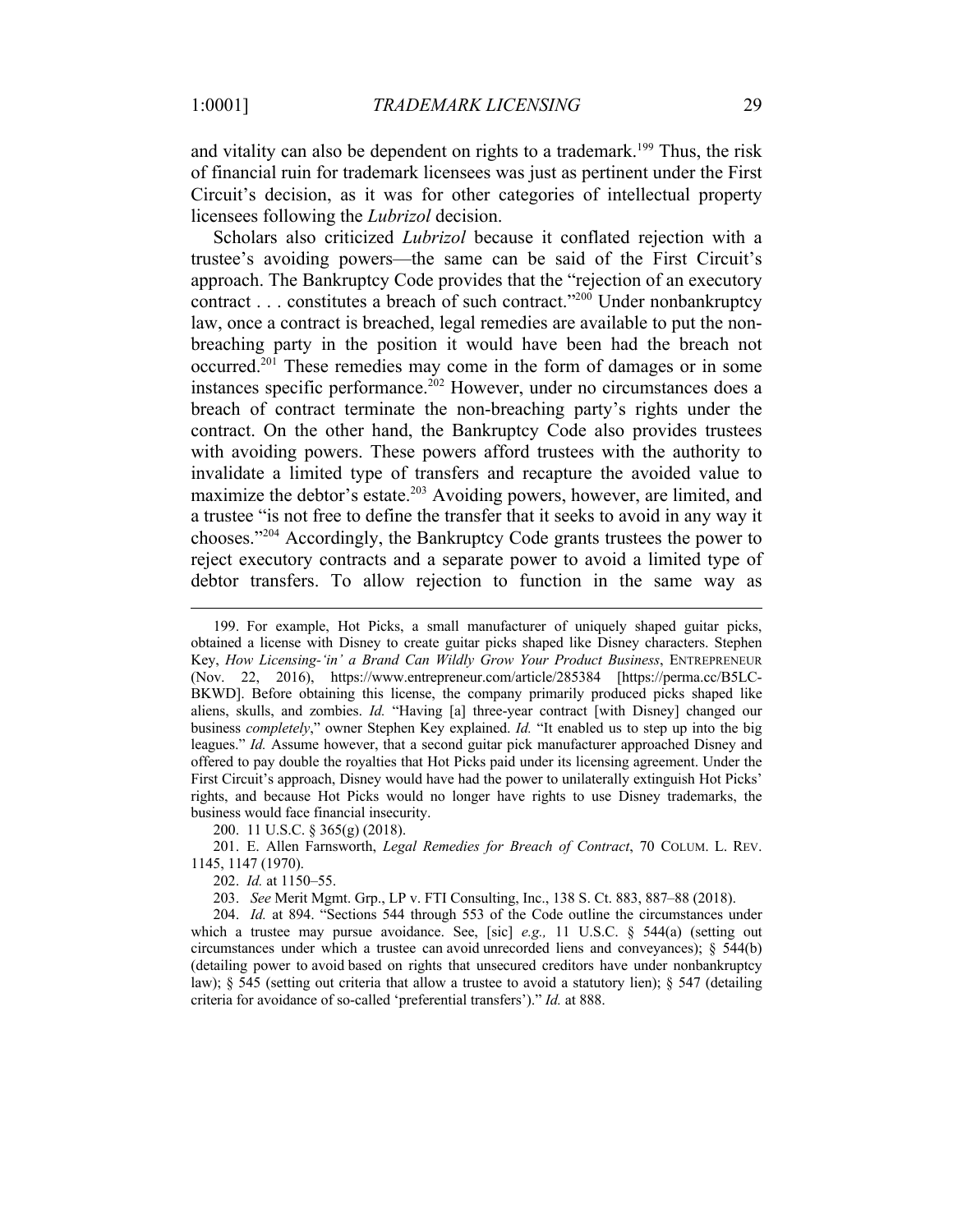and vitality can also be dependent on rights to a trademark.[199] Thus, the risk of financial ruin for trademark licensees was just as pertinent under the First Circuit's decision, as it was for other categories of intellectual property licensees following the *Lubrizol* decision.

Scholars also criticized *Lubrizol* because it conflated rejection with a trustee's avoiding powers—the same can be said of the First Circuit's approach. The Bankruptcy Code provides that the "rejection of an executory contract . . . constitutes a breach of such contract."[200] Under nonbankruptcy law, once a contract is breached, legal remedies are available to put the non-breaching party in the position it would have been had the breach not occurred.[201] These remedies may come in the form of damages or in some instances specific performance.[202] However, under no circumstances does a breach of contract terminate the non-breaching party's rights under the contract. On the other hand, the Bankruptcy Code also provides trustees with avoiding powers. These powers afford trustees with the authority to invalidate a limited type of transfers and recapture the avoided value to maximize the debtor's estate.[203] Avoiding powers, however, are limited, and a trustee "is not free to define the transfer that it seeks to avoid in any way it chooses."[204] Accordingly, the Bankruptcy Code grants trustees the power to reject executory contracts and a separate power to avoid a limited type of debtor transfers. To allow rejection to function in the same way as

---

199. For example, Hot Picks, a small manufacturer of uniquely shaped guitar picks, obtained a license with Disney to create guitar picks shaped like Disney characters. Stephen Key, *How Licensing-'in' a Brand Can Wildly Grow Your Product Business*, ENTREPRENEUR (Nov. 22, 2016), https://www.entrepreneur.com/article/285384 [https://perma.cc/B5LC-BKWD]. Before obtaining this license, the company primarily produced picks shaped like aliens, skulls, and zombies. *Id.* "Having [a] three-year contract [with Disney] changed our business *completely*," owner Stephen Key explained. *Id.* "It enabled us to step up into the big leagues." *Id.* Assume however, that a second guitar pick manufacturer approached Disney and offered to pay double the royalties that Hot Picks paid under its licensing agreement. Under the First Circuit's approach, Disney would have had the power to unilaterally extinguish Hot Picks' rights, and because Hot Picks would no longer have rights to use Disney trademarks, the business would face financial insecurity.

200. 11 U.S.C. § 365(g) (2018).

201. E. Allen Farnsworth, *Legal Remedies for Breach of Contract*, 70 COLUM. L. REV. 1145, 1147 (1970).

202. *Id.* at 1150–55.

203. *See* Merit Mgmt. Grp., LP v. FTI Consulting, Inc., 138 S. Ct. 883, 887–88 (2018).

204. *Id.* at 894. "Sections 544 through 553 of the Code outline the circumstances under which a trustee may pursue avoidance. See, [sic] *e.g.,* 11 U.S.C. § 544(a) (setting out circumstances under which a trustee can avoid unrecorded liens and conveyances); § 544(b) (detailing power to avoid based on rights that unsecured creditors have under nonbankruptcy law); § 545 (setting out criteria that allow a trustee to avoid a statutory lien); § 547 (detailing criteria for avoidance of so-called 'preferential transfers')." *Id.* at 888.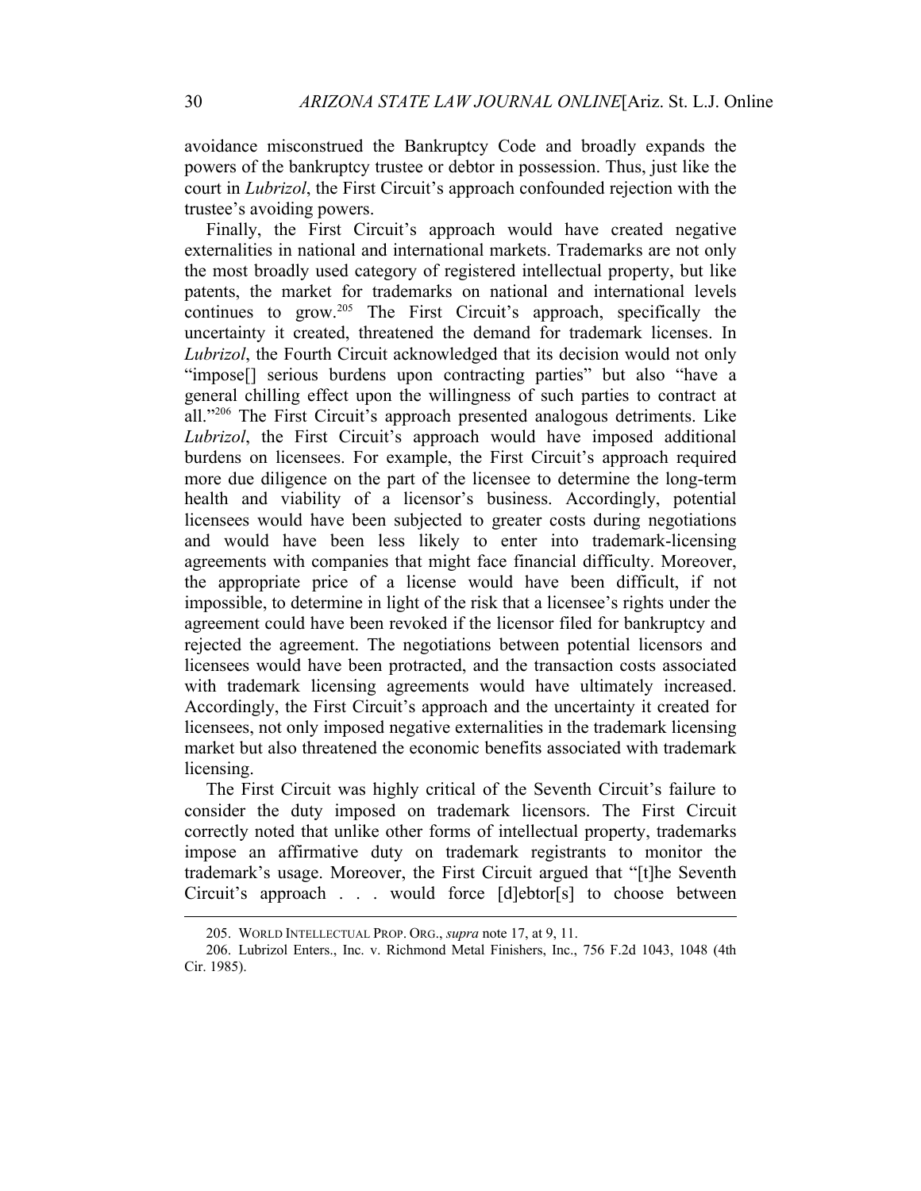avoidance misconstrued the Bankruptcy Code and broadly expands the powers of the bankruptcy trustee or debtor in possession. Thus, just like the court in *Lubrizol*, the First Circuit's approach confounded rejection with the trustee's avoiding powers.

Finally, the First Circuit's approach would have created negative externalities in national and international markets. Trademarks are not only the most broadly used category of registered intellectual property, but like patents, the market for trademarks on national and international levels continues to grow.[205] The First Circuit's approach, specifically the uncertainty it created, threatened the demand for trademark licenses. In *Lubrizol*, the Fourth Circuit acknowledged that its decision would not only "impose[] serious burdens upon contracting parties" but also "have a general chilling effect upon the willingness of such parties to contract at all."[206] The First Circuit's approach presented analogous detriments. Like *Lubrizol*, the First Circuit's approach would have imposed additional burdens on licensees. For example, the First Circuit's approach required more due diligence on the part of the licensee to determine the long-term health and viability of a licensor's business. Accordingly, potential licensees would have been subjected to greater costs during negotiations and would have been less likely to enter into trademark-licensing agreements with companies that might face financial difficulty. Moreover, the appropriate price of a license would have been difficult, if not impossible, to determine in light of the risk that a licensee's rights under the agreement could have been revoked if the licensor filed for bankruptcy and rejected the agreement. The negotiations between potential licensors and licensees would have been protracted, and the transaction costs associated with trademark licensing agreements would have ultimately increased. Accordingly, the First Circuit's approach and the uncertainty it created for licensees, not only imposed negative externalities in the trademark licensing market but also threatened the economic benefits associated with trademark licensing.

The First Circuit was highly critical of the Seventh Circuit's failure to consider the duty imposed on trademark licensors. The First Circuit correctly noted that unlike other forms of intellectual property, trademarks impose an affirmative duty on trademark registrants to monitor the trademark's usage. Moreover, the First Circuit argued that "[t]he Seventh Circuit's approach . . . would force [d]ebtor[s] to choose between

---

205. WORLD INTELLECTUAL PROP. ORG., *supra* note 17, at 9, 11.

206. Lubrizol Enters., Inc. v. Richmond Metal Finishers, Inc., 756 F.2d 1043, 1048 (4th Cir. 1985).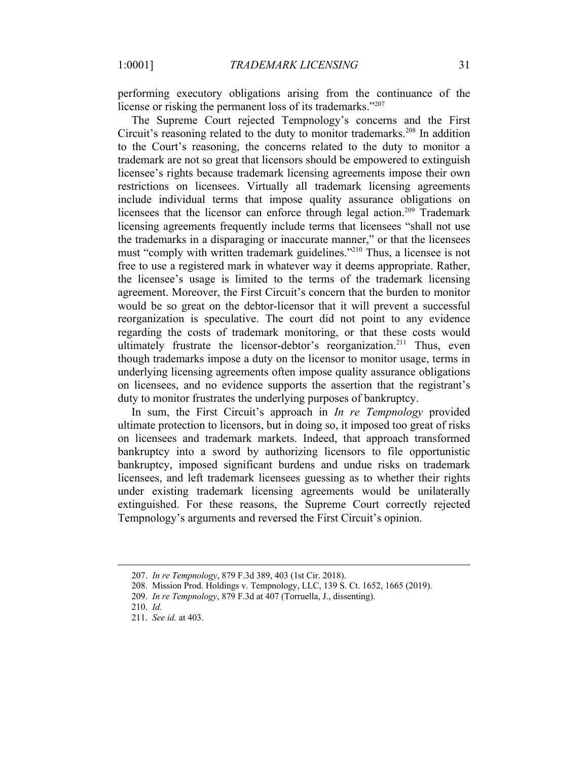performing executory obligations arising from the continuance of the license or risking the permanent loss of its trademarks."[207]

The Supreme Court rejected Tempnology's concerns and the First Circuit's reasoning related to the duty to monitor trademarks.[208] In addition to the Court's reasoning, the concerns related to the duty to monitor a trademark are not so great that licensors should be empowered to extinguish licensee's rights because trademark licensing agreements impose their own restrictions on licensees. Virtually all trademark licensing agreements include individual terms that impose quality assurance obligations on licensees that the licensor can enforce through legal action.[209] Trademark licensing agreements frequently include terms that licensees "shall not use the trademarks in a disparaging or inaccurate manner," or that the licensees must "comply with written trademark guidelines."[210] Thus, a licensee is not free to use a registered mark in whatever way it deems appropriate. Rather, the licensee's usage is limited to the terms of the trademark licensing agreement. Moreover, the First Circuit's concern that the burden to monitor would be so great on the debtor-licensor that it will prevent a successful reorganization is speculative. The court did not point to any evidence regarding the costs of trademark monitoring, or that these costs would ultimately frustrate the licensor-debtor's reorganization.[211] Thus, even though trademarks impose a duty on the licensor to monitor usage, terms in underlying licensing agreements often impose quality assurance obligations on licensees, and no evidence supports the assertion that the registrant's duty to monitor frustrates the underlying purposes of bankruptcy.

In sum, the First Circuit's approach in *In re Tempnology* provided ultimate protection to licensors, but in doing so, it imposed too great of risks on licensees and trademark markets. Indeed, that approach transformed bankruptcy into a sword by authorizing licensors to file opportunistic bankruptcy, imposed significant burdens and undue risks on trademark licensees, and left trademark licensees guessing as to whether their rights under existing trademark licensing agreements would be unilaterally extinguished. For these reasons, the Supreme Court correctly rejected Tempnology's arguments and reversed the First Circuit's opinion.

---

207. *In re Tempnology*, 879 F.3d 389, 403 (1st Cir. 2018).

208. Mission Prod. Holdings v. Tempnology, LLC, 139 S. Ct. 1652, 1665 (2019).

209. *In re Tempnology*, 879 F.3d at 407 (Torruella, J., dissenting).

210. *Id.*

211. *See id.* at 403.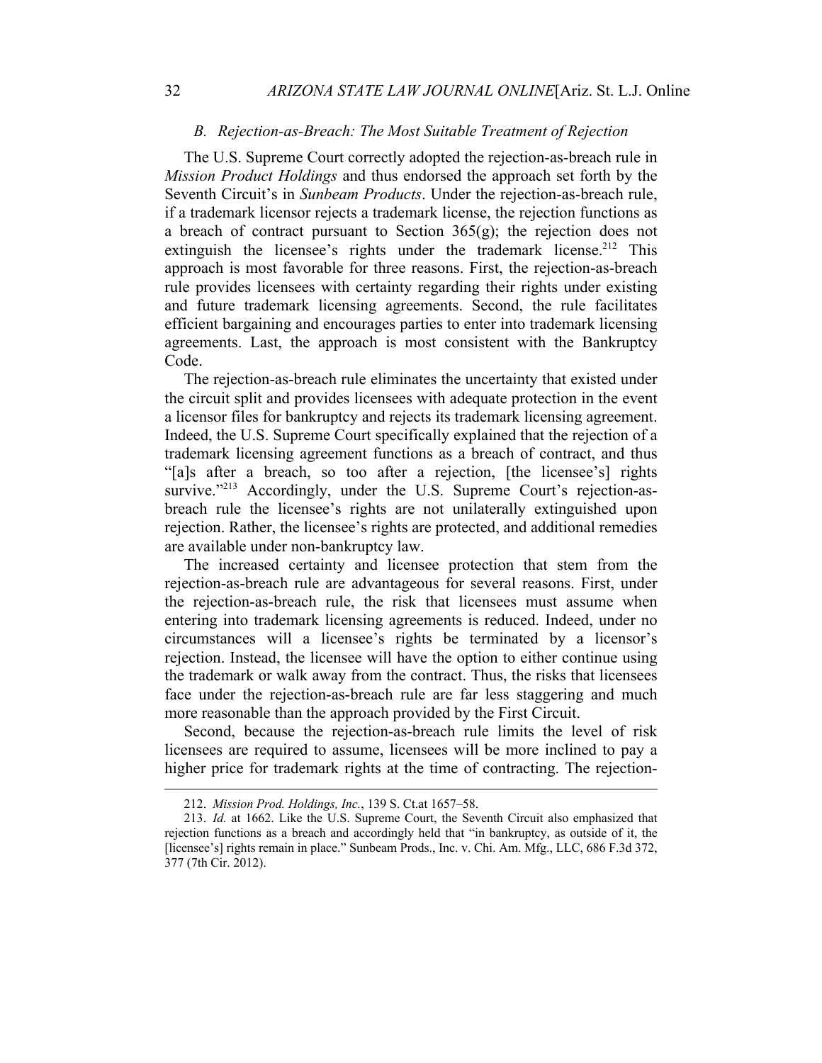### *B. Rejection-as-Breach: The Most Suitable Treatment of Rejection*

The U.S. Supreme Court correctly adopted the rejection-as-breach rule in *Mission Product Holdings* and thus endorsed the approach set forth by the Seventh Circuit's in *Sunbeam Products*. Under the rejection-as-breach rule, if a trademark licensor rejects a trademark license, the rejection functions as a breach of contract pursuant to Section 365(g); the rejection does not extinguish the licensee's rights under the trademark license.[212] This approach is most favorable for three reasons. First, the rejection-as-breach rule provides licensees with certainty regarding their rights under existing and future trademark licensing agreements. Second, the rule facilitates efficient bargaining and encourages parties to enter into trademark licensing agreements. Last, the approach is most consistent with the Bankruptcy Code.

The rejection-as-breach rule eliminates the uncertainty that existed under the circuit split and provides licensees with adequate protection in the event a licensor files for bankruptcy and rejects its trademark licensing agreement. Indeed, the U.S. Supreme Court specifically explained that the rejection of a trademark licensing agreement functions as a breach of contract, and thus "[a]s after a breach, so too after a rejection, [the licensee's] rights survive."[213] Accordingly, under the U.S. Supreme Court's rejection-as-breach rule the licensee's rights are not unilaterally extinguished upon rejection. Rather, the licensee's rights are protected, and additional remedies are available under non-bankruptcy law.

The increased certainty and licensee protection that stem from the rejection-as-breach rule are advantageous for several reasons. First, under the rejection-as-breach rule, the risk that licensees must assume when entering into trademark licensing agreements is reduced. Indeed, under no circumstances will a licensee's rights be terminated by a licensor's rejection. Instead, the licensee will have the option to either continue using the trademark or walk away from the contract. Thus, the risks that licensees face under the rejection-as-breach rule are far less staggering and much more reasonable than the approach provided by the First Circuit.

Second, because the rejection-as-breach rule limits the level of risk licensees are required to assume, licensees will be more inclined to pay a higher price for trademark rights at the time of contracting. The rejection-

---

212. *Mission Prod. Holdings, Inc.*, 139 S. Ct.at 1657–58.

213. *Id.* at 1662. Like the U.S. Supreme Court, the Seventh Circuit also emphasized that rejection functions as a breach and accordingly held that "in bankruptcy, as outside of it, the [licensee's] rights remain in place." Sunbeam Prods., Inc. v. Chi. Am. Mfg., LLC, 686 F.3d 372, 377 (7th Cir. 2012).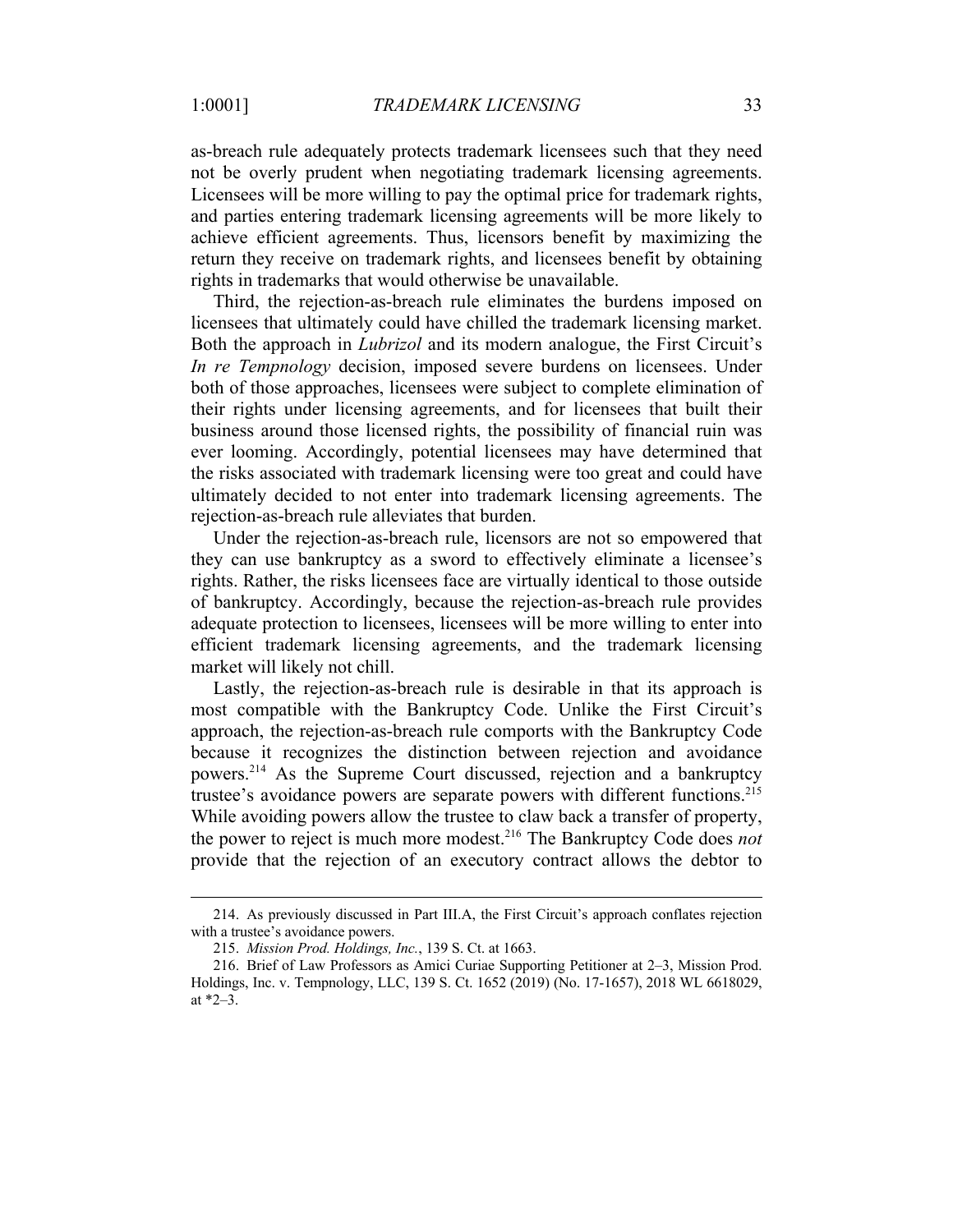as-breach rule adequately protects trademark licensees such that they need not be overly prudent when negotiating trademark licensing agreements. Licensees will be more willing to pay the optimal price for trademark rights, and parties entering trademark licensing agreements will be more likely to achieve efficient agreements. Thus, licensors benefit by maximizing the return they receive on trademark rights, and licensees benefit by obtaining rights in trademarks that would otherwise be unavailable.

Third, the rejection-as-breach rule eliminates the burdens imposed on licensees that ultimately could have chilled the trademark licensing market. Both the approach in *Lubrizol* and its modern analogue, the First Circuit's *In re Tempnology* decision, imposed severe burdens on licensees. Under both of those approaches, licensees were subject to complete elimination of their rights under licensing agreements, and for licensees that built their business around those licensed rights, the possibility of financial ruin was ever looming. Accordingly, potential licensees may have determined that the risks associated with trademark licensing were too great and could have ultimately decided to not enter into trademark licensing agreements. The rejection-as-breach rule alleviates that burden.

Under the rejection-as-breach rule, licensors are not so empowered that they can use bankruptcy as a sword to effectively eliminate a licensee's rights. Rather, the risks licensees face are virtually identical to those outside of bankruptcy. Accordingly, because the rejection-as-breach rule provides adequate protection to licensees, licensees will be more willing to enter into efficient trademark licensing agreements, and the trademark licensing market will likely not chill.

Lastly, the rejection-as-breach rule is desirable in that its approach is most compatible with the Bankruptcy Code. Unlike the First Circuit's approach, the rejection-as-breach rule comports with the Bankruptcy Code because it recognizes the distinction between rejection and avoidance powers.[214] As the Supreme Court discussed, rejection and a bankruptcy trustee's avoidance powers are separate powers with different functions.[215] While avoiding powers allow the trustee to claw back a transfer of property, the power to reject is much more modest.[216] The Bankruptcy Code does *not* provide that the rejection of an executory contract allows the debtor to

214. As previously discussed in Part III.A, the First Circuit's approach conflates rejection with a trustee's avoidance powers.

215. *Mission Prod. Holdings, Inc.*, 139 S. Ct. at 1663.

216. Brief of Law Professors as Amici Curiae Supporting Petitioner at 2–3, Mission Prod. Holdings, Inc. v. Tempnology, LLC, 139 S. Ct. 1652 (2019) (No. 17-1657), 2018 WL 6618029, at *2–3.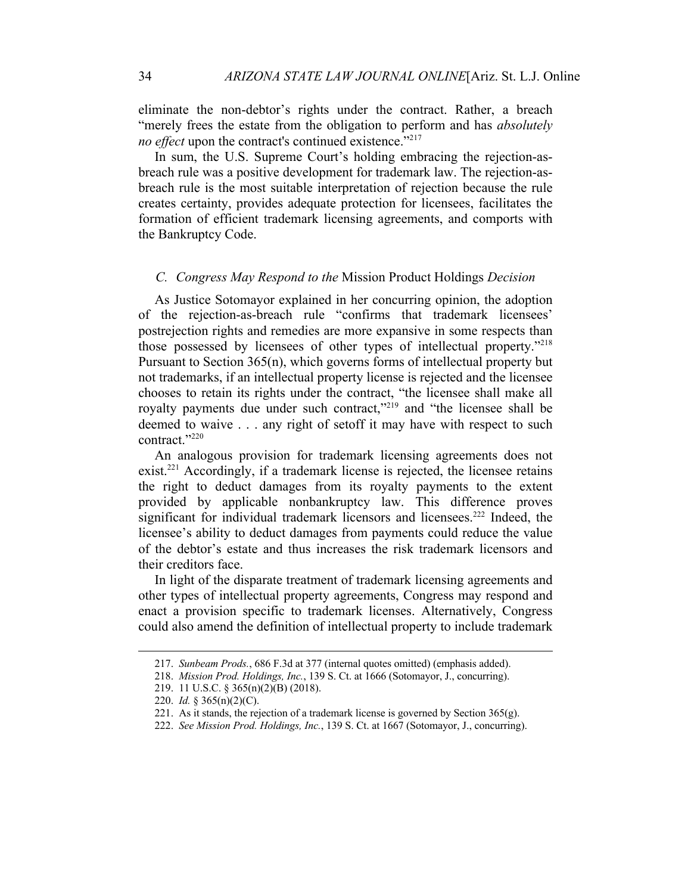eliminate the non-debtor's rights under the contract. Rather, a breach "merely frees the estate from the obligation to perform and has *absolutely no effect* upon the contract's continued existence."[217]

In sum, the U.S. Supreme Court's holding embracing the rejection-as-breach rule was a positive development for trademark law. The rejection-as-breach rule is the most suitable interpretation of rejection because the rule creates certainty, provides adequate protection for licensees, facilitates the formation of efficient trademark licensing agreements, and comports with the Bankruptcy Code.

### *C. Congress May Respond to the* Mission Product Holdings *Decision*

As Justice Sotomayor explained in her concurring opinion, the adoption of the rejection-as-breach rule "confirms that trademark licensees' postrejection rights and remedies are more expansive in some respects than those possessed by licensees of other types of intellectual property."[218] Pursuant to Section 365(n), which governs forms of intellectual property but not trademarks, if an intellectual property license is rejected and the licensee chooses to retain its rights under the contract, "the licensee shall make all royalty payments due under such contract,"[219] and "the licensee shall be deemed to waive . . . any right of setoff it may have with respect to such contract."[220]

An analogous provision for trademark licensing agreements does not exist.[221] Accordingly, if a trademark license is rejected, the licensee retains the right to deduct damages from its royalty payments to the extent provided by applicable nonbankruptcy law. This difference proves significant for individual trademark licensors and licensees.[222] Indeed, the licensee's ability to deduct damages from payments could reduce the value of the debtor's estate and thus increases the risk trademark licensors and their creditors face.

In light of the disparate treatment of trademark licensing agreements and other types of intellectual property agreements, Congress may respond and enact a provision specific to trademark licenses. Alternatively, Congress could also amend the definition of intellectual property to include trademark

---

217. *Sunbeam Prods.*, 686 F.3d at 377 (internal quotes omitted) (emphasis added).

218. *Mission Prod. Holdings, Inc.*, 139 S. Ct. at 1666 (Sotomayor, J., concurring).

219. 11 U.S.C. § 365(n)(2)(B) (2018).

220. *Id.* § 365(n)(2)(C).

221. As it stands, the rejection of a trademark license is governed by Section 365(g).

222. *See Mission Prod. Holdings, Inc.*, 139 S. Ct. at 1667 (Sotomayor, J., concurring).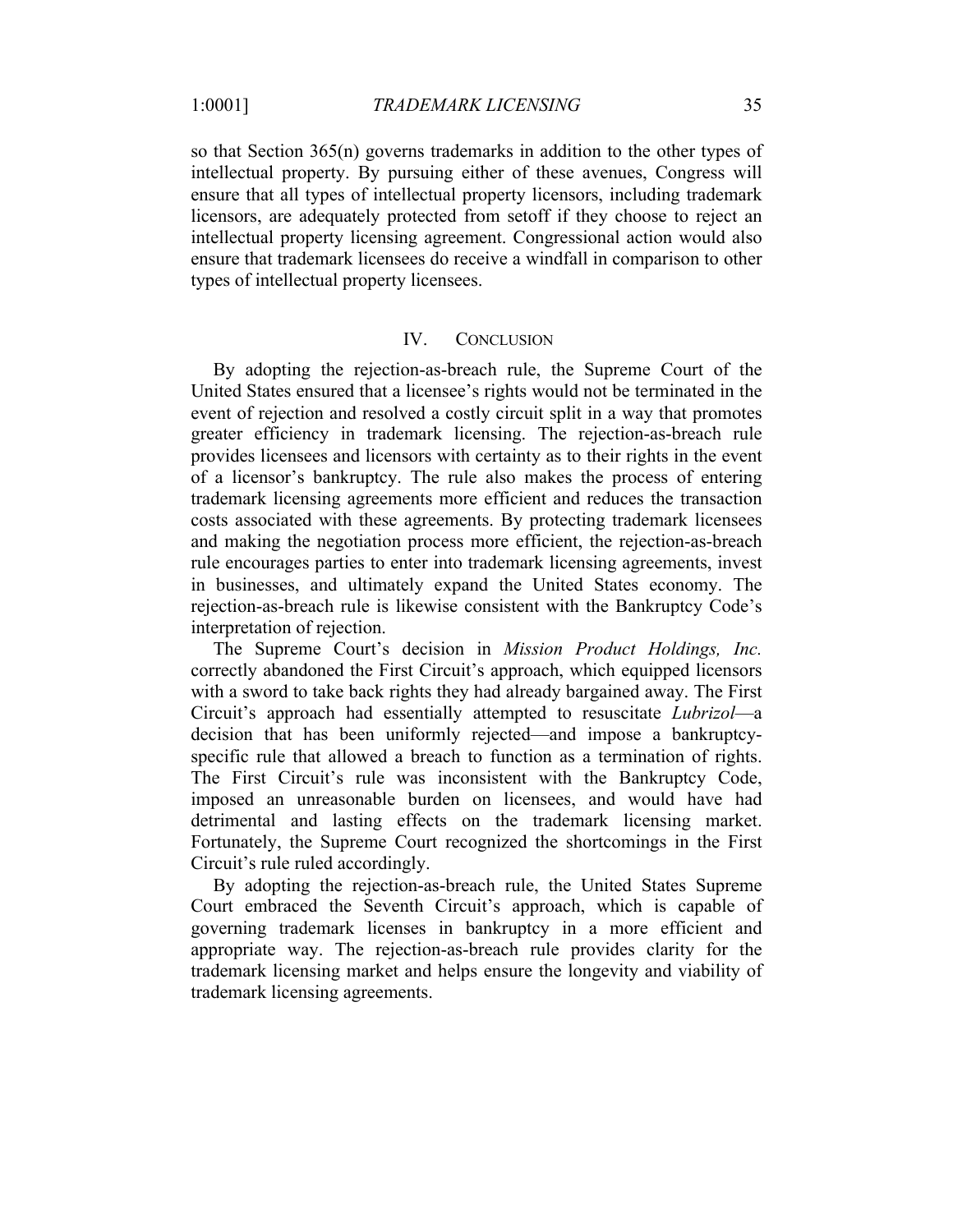so that Section 365(n) governs trademarks in addition to the other types of intellectual property. By pursuing either of these avenues, Congress will ensure that all types of intellectual property licensors, including trademark licensors, are adequately protected from setoff if they choose to reject an intellectual property licensing agreement. Congressional action would also ensure that trademark licensees do receive a windfall in comparison to other types of intellectual property licensees.

## IV. CONCLUSION

By adopting the rejection-as-breach rule, the Supreme Court of the United States ensured that a licensee's rights would not be terminated in the event of rejection and resolved a costly circuit split in a way that promotes greater efficiency in trademark licensing. The rejection-as-breach rule provides licensees and licensors with certainty as to their rights in the event of a licensor's bankruptcy. The rule also makes the process of entering trademark licensing agreements more efficient and reduces the transaction costs associated with these agreements. By protecting trademark licensees and making the negotiation process more efficient, the rejection-as-breach rule encourages parties to enter into trademark licensing agreements, invest in businesses, and ultimately expand the United States economy. The rejection-as-breach rule is likewise consistent with the Bankruptcy Code's interpretation of rejection.

The Supreme Court's decision in *Mission Product Holdings, Inc.* correctly abandoned the First Circuit's approach, which equipped licensors with a sword to take back rights they had already bargained away. The First Circuit's approach had essentially attempted to resuscitate *Lubrizol*—a decision that has been uniformly rejected—and impose a bankruptcy-specific rule that allowed a breach to function as a termination of rights. The First Circuit's rule was inconsistent with the Bankruptcy Code, imposed an unreasonable burden on licensees, and would have had detrimental and lasting effects on the trademark licensing market. Fortunately, the Supreme Court recognized the shortcomings in the First Circuit's rule ruled accordingly.

By adopting the rejection-as-breach rule, the United States Supreme Court embraced the Seventh Circuit's approach, which is capable of governing trademark licenses in bankruptcy in a more efficient and appropriate way. The rejection-as-breach rule provides clarity for the trademark licensing market and helps ensure the longevity and viability of trademark licensing agreements.